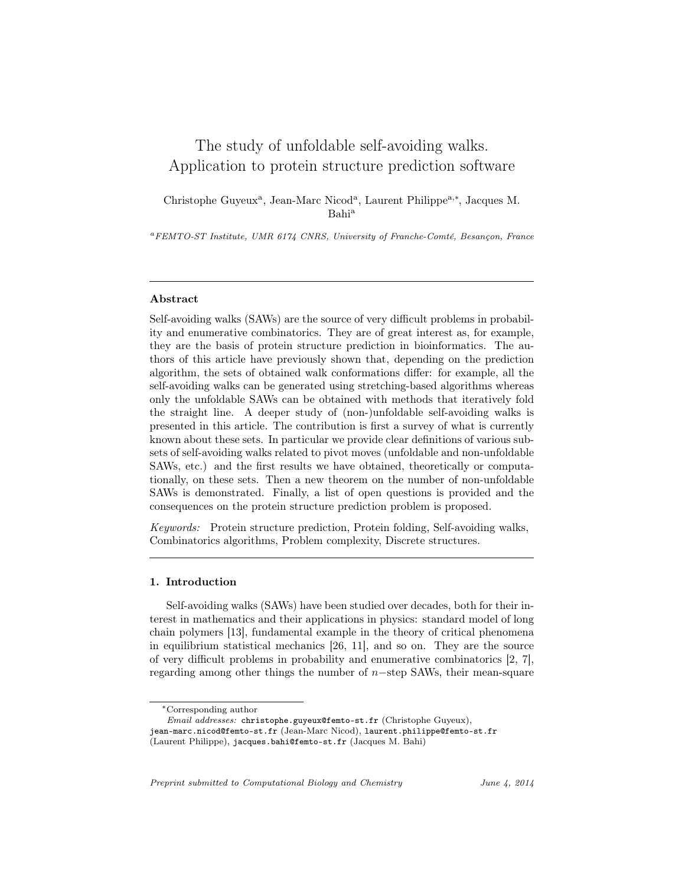# The study of unfoldable self-avoiding walks. Application to protein structure prediction software

Christophe Guyeux[a], Jean-Marc Nicod[a], Laurent Philippe[a,*], Jacques M. Bahi[a]

[a] *FEMTO-ST Institute, UMR 6174 CNRS, University of Franche-Comté, Besançon, France*

---

### Abstract

Self-avoiding walks (SAWs) are the source of very difficult problems in probability and enumerative combinatorics. They are of great interest as, for example, they are the basis of protein structure prediction in bioinformatics. The authors of this article have previously shown that, depending on the prediction algorithm, the sets of obtained walk conformations differ: for example, all the self-avoiding walks can be generated using stretching-based algorithms whereas only the unfoldable SAWs can be obtained with methods that iteratively fold the straight line. A deeper study of (non-)unfoldable self-avoiding walks is presented in this article. The contribution is first a survey of what is currently known about these sets. In particular we provide clear definitions of various subsets of self-avoiding walks related to pivot moves (unfoldable and non-unfoldable SAWs, etc.) and the first results we have obtained, theoretically or computationally, on these sets. Then a new theorem on the number of non-unfoldable SAWs is demonstrated. Finally, a list of open questions is provided and the consequences on the protein structure prediction problem is proposed.

*Keywords:* Protein structure prediction, Protein folding, Self-avoiding walks, Combinatorics algorithms, Problem complexity, Discrete structures.

---

## 1. Introduction

Self-avoiding walks (SAWs) have been studied over decades, both for their interest in mathematics and their applications in physics: standard model of long chain polymers [13], fundamental example in the theory of critical phenomena in equilibrium statistical mechanics [26, 11], and so on. They are the source of very difficult problems in probability and enumerative combinatorics [2, 7], regarding among other things the number of $n-$step SAWs, their mean-square

---

*Corresponding author

*Email addresses:* `christophe.guyeux@femto-st.fr` (Christophe Guyeux), `jean-marc.nicod@femto-st.fr` (Jean-Marc Nicod), `laurent.philippe@femto-st.fr` (Laurent Philippe), `jacques.bahi@femto-st.fr` (Jacques M. Bahi)

*Preprint submitted to Computational Biology and Chemistry — June 4, 2014*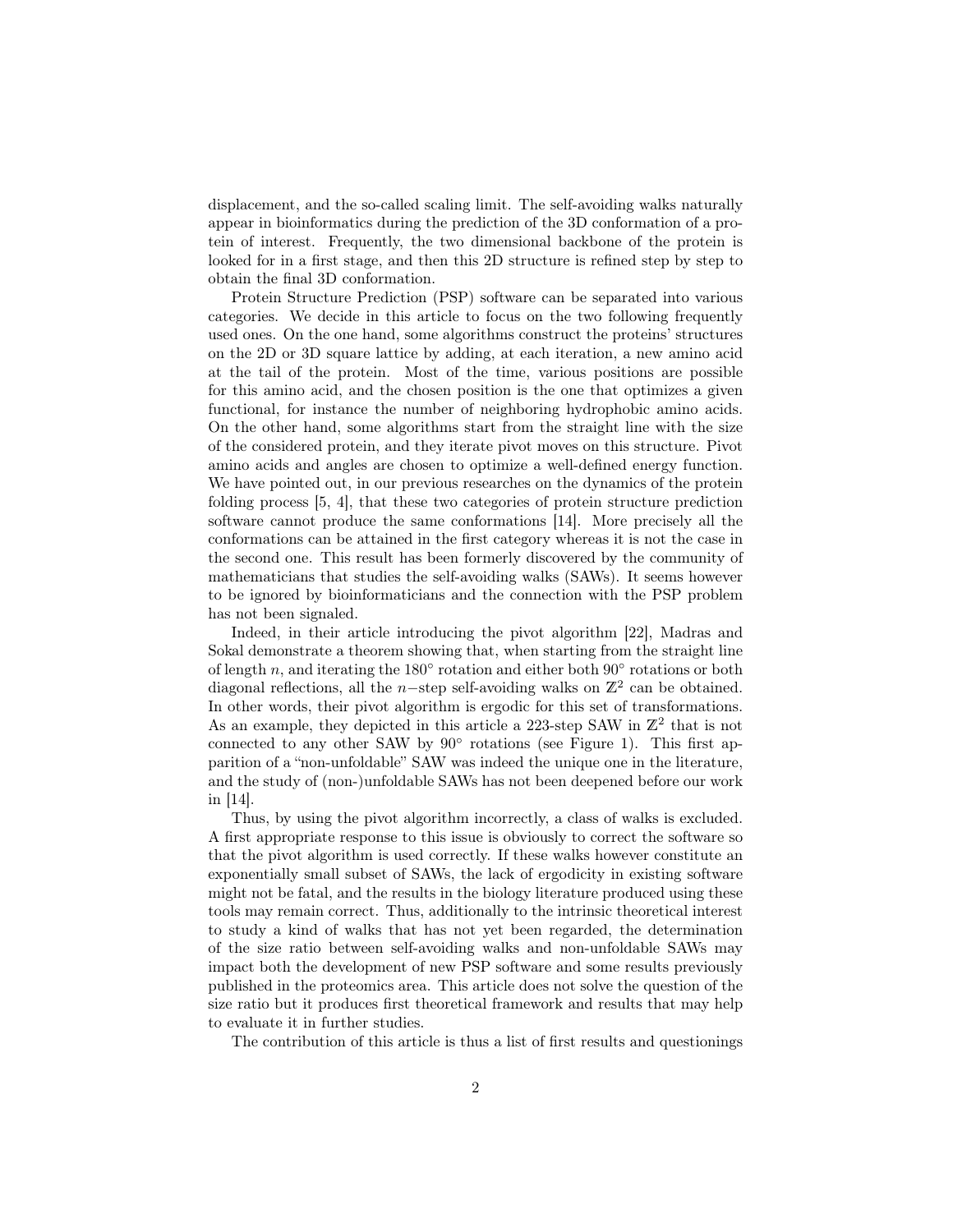displacement, and the so-called scaling limit. The self-avoiding walks naturally appear in bioinformatics during the prediction of the 3D conformation of a protein of interest. Frequently, the two dimensional backbone of the protein is looked for in a first stage, and then this 2D structure is refined step by step to obtain the final 3D conformation.

Protein Structure Prediction (PSP) software can be separated into various categories. We decide in this article to focus on the two following frequently used ones. On the one hand, some algorithms construct the proteins' structures on the 2D or 3D square lattice by adding, at each iteration, a new amino acid at the tail of the protein. Most of the time, various positions are possible for this amino acid, and the chosen position is the one that optimizes a given functional, for instance the number of neighboring hydrophobic amino acids. On the other hand, some algorithms start from the straight line with the size of the considered protein, and they iterate pivot moves on this structure. Pivot amino acids and angles are chosen to optimize a well-defined energy function. We have pointed out, in our previous researches on the dynamics of the protein folding process [5, 4], that these two categories of protein structure prediction software cannot produce the same conformations [14]. More precisely all the conformations can be attained in the first category whereas it is not the case in the second one. This result has been formerly discovered by the community of mathematicians that studies the self-avoiding walks (SAWs). It seems however to be ignored by bioinformaticians and the connection with the PSP problem has not been signaled.

Indeed, in their article introducing the pivot algorithm [22], Madras and Sokal demonstrate a theorem showing that, when starting from the straight line of length $n$, and iterating the $180^\circ$ rotation and either both $90^\circ$ rotations or both diagonal reflections, all the $n-$step self-avoiding walks on $\mathbb{Z}^2$ can be obtained. In other words, their pivot algorithm is ergodic for this set of transformations. As an example, they depicted in this article a 223-step SAW in $\mathbb{Z}^2$ that is not connected to any other SAW by $90^\circ$ rotations (see Figure 1). This first apparition of a "non-unfoldable" SAW was indeed the unique one in the literature, and the study of (non-)unfoldable SAWs has not been deepened before our work in [14].

Thus, by using the pivot algorithm incorrectly, a class of walks is excluded. A first appropriate response to this issue is obviously to correct the software so that the pivot algorithm is used correctly. If these walks however constitute an exponentially small subset of SAWs, the lack of ergodicity in existing software might not be fatal, and the results in the biology literature produced using these tools may remain correct. Thus, additionally to the intrinsic theoretical interest to study a kind of walks that has not yet been regarded, the determination of the size ratio between self-avoiding walks and non-unfoldable SAWs may impact both the development of new PSP software and some results previously published in the proteomics area. This article does not solve the question of the size ratio but it produces first theoretical framework and results that may help to evaluate it in further studies.

The contribution of this article is thus a list of first results and questionings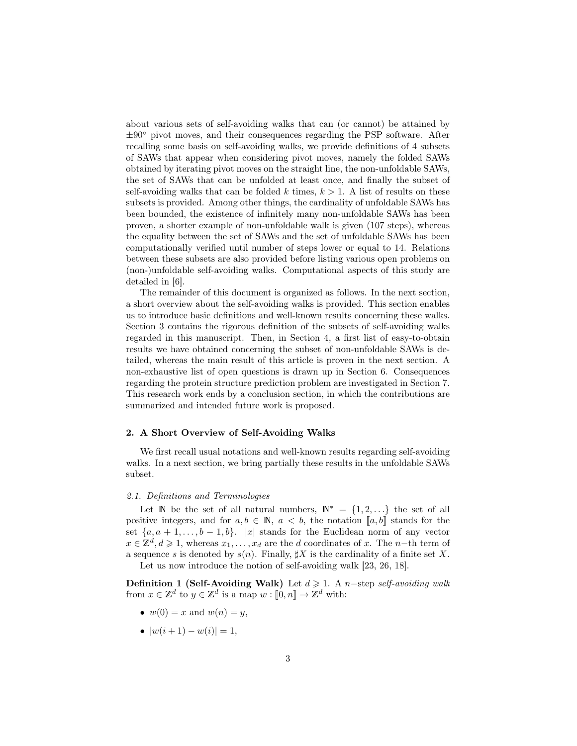about various sets of self-avoiding walks that can (or cannot) be attained by $\pm 90^\circ$ pivot moves, and their consequences regarding the PSP software. After recalling some basis on self-avoiding walks, we provide definitions of 4 subsets of SAWs that appear when considering pivot moves, namely the folded SAWs obtained by iterating pivot moves on the straight line, the non-unfoldable SAWs, the set of SAWs that can be unfolded at least once, and finally the subset of self-avoiding walks that can be folded $k$ times, $k > 1$. A list of results on these subsets is provided. Among other things, the cardinality of unfoldable SAWs has been bounded, the existence of infinitely many non-unfoldable SAWs has been proven, a shorter example of non-unfoldable walk is given (107 steps), whereas the equality between the set of SAWs and the set of unfoldable SAWs has been computationally verified until number of steps lower or equal to 14. Relations between these subsets are also provided before listing various open problems on (non-)unfoldable self-avoiding walks. Computational aspects of this study are detailed in [6].

The remainder of this document is organized as follows. In the next section, a short overview about the self-avoiding walks is provided. This section enables us to introduce basic definitions and well-known results concerning these walks. Section 3 contains the rigorous definition of the subsets of self-avoiding walks regarded in this manuscript. Then, in Section 4, a first list of easy-to-obtain results we have obtained concerning the subset of non-unfoldable SAWs is detailed, whereas the main result of this article is proven in the next section. A non-exhaustive list of open questions is drawn up in Section 6. Consequences regarding the protein structure prediction problem are investigated in Section 7. This research work ends by a conclusion section, in which the contributions are summarized and intended future work is proposed.

## 2. A Short Overview of Self-Avoiding Walks

We first recall usual notations and well-known results regarding self-avoiding walks. In a next section, we bring partially these results in the unfoldable SAWs subset.

### 2.1. Definitions and Terminologies

Let $\mathbb{N}$ be the set of all natural numbers, $\mathbb{N}^* = \{1, 2, \dots\}$ the set of all positive integers, and for $a, b \in \mathbb{N}$, $a < b$, the notation $[\![a, b]\!]$ stands for the set $\{a, a+1, \dots, b-1, b\}$. $|x|$ stands for the Euclidean norm of any vector $x \in \mathbb{Z}^d, d \geqslant 1$, whereas $x_1, \dots, x_d$ are the $d$ coordinates of $x$. The $n-$th term of a sequence $s$ is denoted by $s(n)$. Finally, $\sharp X$ is the cardinality of a finite set $X$.

Let us now introduce the notion of self-avoiding walk [23, 26, 18].

**Definition 1 (Self-Avoiding Walk)** Let $d \geqslant 1$. A $n-$step *self-avoiding walk* from $x \in \mathbb{Z}^d$ to $y \in \mathbb{Z}^d$ is a map $w : [\![0, n]\!] \to \mathbb{Z}^d$ with:

- $w(0) = x$ and $w(n) = y$,
- $|w(i+1) - w(i)| = 1$,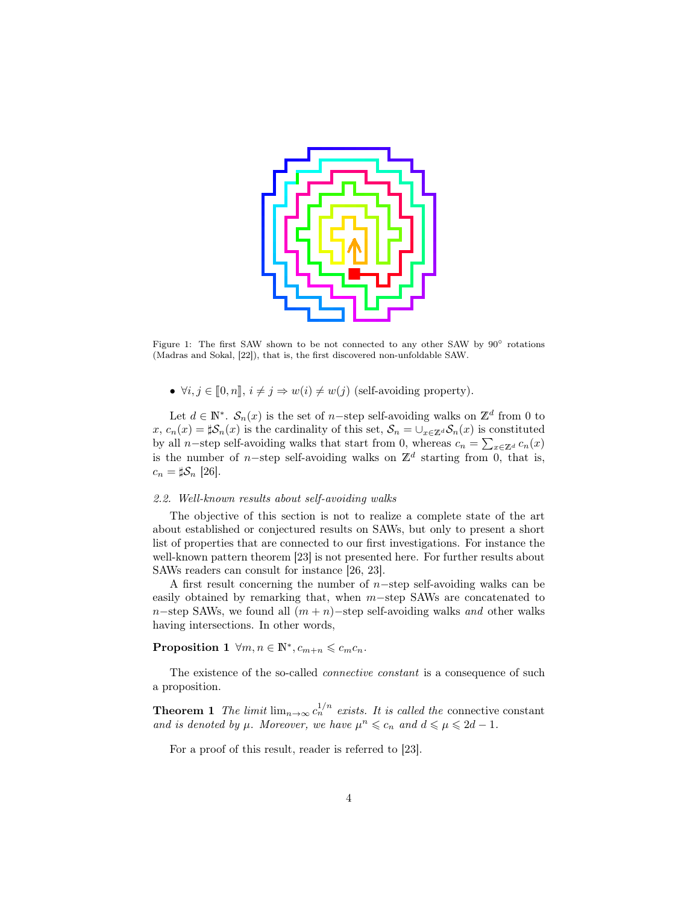Figure 1: The first SAW shown to be not connected to any other SAW by 90° rotations (Madras and Sokal, [22]), that is, the first discovered non-unfoldable SAW.

- $\forall i, j \in [\![0, n]\!]$, $i \neq j \Rightarrow w(i) \neq w(j)$ (self-avoiding property).

Let $d \in \mathbb{N}^*$. $\mathcal{S}_n(x)$ is the set of $n-$step self-avoiding walks on $\mathbb{Z}^d$ from 0 to $x$, $c_n(x) = \sharp\mathcal{S}_n(x)$ is the cardinality of this set, $\mathcal{S}_n = \cup_{x \in \mathbb{Z}^d} \mathcal{S}_n(x)$ is constituted by all $n-$step self-avoiding walks that start from 0, whereas $c_n = \sum_{x \in \mathbb{Z}^d} c_n(x)$ is the number of $n-$step self-avoiding walks on $\mathbb{Z}^d$ starting from 0, that is, $c_n = \sharp\mathcal{S}_n$ [26].

*2.2. Well-known results about self-avoiding walks*

The objective of this section is not to realize a complete state of the art about established or conjectured results on SAWs, but only to present a short list of properties that are connected to our first investigations. For instance the well-known pattern theorem [23] is not presented here. For further results about SAWs readers can consult for instance [26, 23].

A first result concerning the number of $n-$step self-avoiding walks can be easily obtained by remarking that, when $m-$step SAWs are concatenated to $n-$step SAWs, we found all $(m+n)-$step self-avoiding walks *and* other walks having intersections. In other words,

**Proposition 1** $\forall m, n \in \mathbb{N}^*, c_{m+n} \leqslant c_m c_n$.

The existence of the so-called *connective constant* is a consequence of such a proposition.

**Theorem 1** *The limit* $\lim_{n \to \infty} c_n^{1/n}$ *exists. It is called the* connective constant *and is denoted by* $\mu$. *Moreover, we have* $\mu^n \leqslant c_n$ *and* $d \leqslant \mu \leqslant 2d-1$.

For a proof of this result, reader is referred to [23].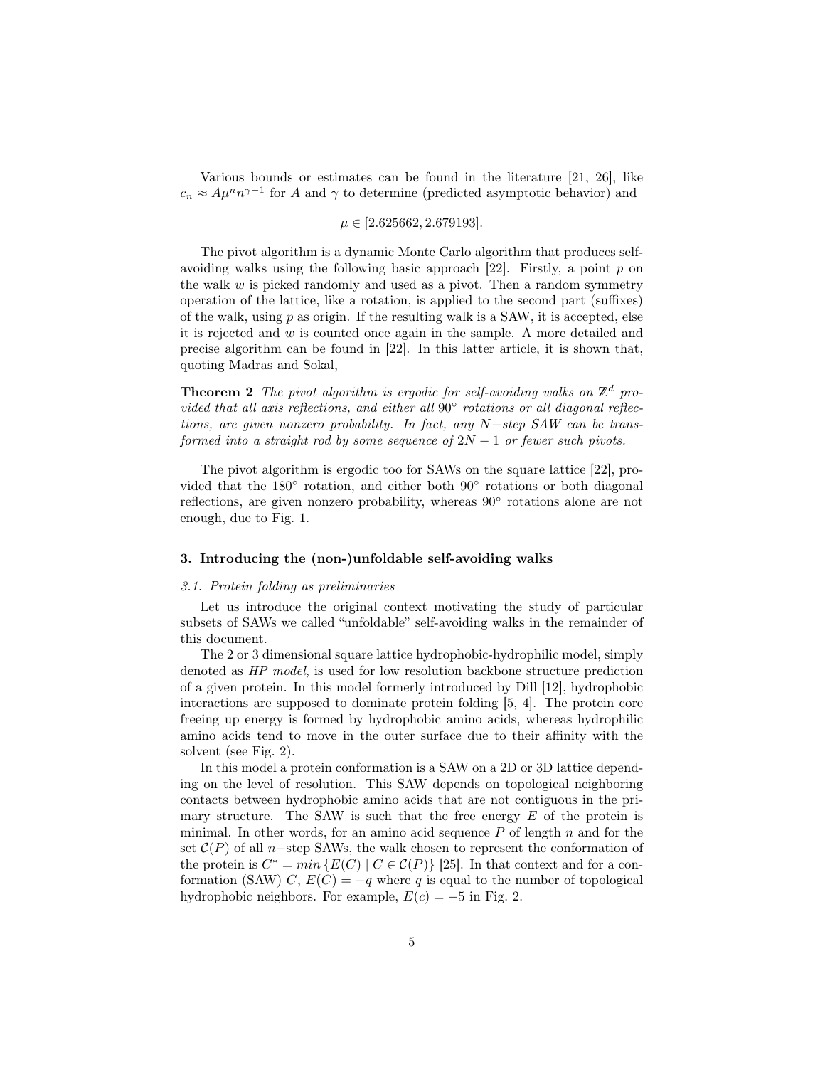Various bounds or estimates can be found in the literature [21, 26], like $c_n \approx A\mu^n n^{\gamma-1}$ for $A$ and $\gamma$ to determine (predicted asymptotic behavior) and

$$\mu \in [2.625662, 2.679193].$$

The pivot algorithm is a dynamic Monte Carlo algorithm that produces self-avoiding walks using the following basic approach [22]. Firstly, a point $p$ on the walk $w$ is picked randomly and used as a pivot. Then a random symmetry operation of the lattice, like a rotation, is applied to the second part (suffixes) of the walk, using $p$ as origin. If the resulting walk is a SAW, it is accepted, else it is rejected and $w$ is counted once again in the sample. A more detailed and precise algorithm can be found in [22]. In this latter article, it is shown that, quoting Madras and Sokal,

**Theorem 2** *The pivot algorithm is ergodic for self-avoiding walks on $\mathbb{Z}^d$ provided that all axis reflections, and either all $90°$ rotations or all diagonal reflections, are given nonzero probability. In fact, any $N-$step SAW can be transformed into a straight rod by some sequence of $2N-1$ or fewer such pivots.*

The pivot algorithm is ergodic too for SAWs on the square lattice [22], provided that the $180°$ rotation, and either both $90°$ rotations or both diagonal reflections, are given nonzero probability, whereas $90°$ rotations alone are not enough, due to Fig. 1.

## 3. Introducing the (non-)unfoldable self-avoiding walks

### 3.1. Protein folding as preliminaries

Let us introduce the original context motivating the study of particular subsets of SAWs we called "unfoldable" self-avoiding walks in the remainder of this document.

The 2 or 3 dimensional square lattice hydrophobic-hydrophilic model, simply denoted as *HP model*, is used for low resolution backbone structure prediction of a given protein. In this model formerly introduced by Dill [12], hydrophobic interactions are supposed to dominate protein folding [5, 4]. The protein core freeing up energy is formed by hydrophobic amino acids, whereas hydrophilic amino acids tend to move in the outer surface due to their affinity with the solvent (see Fig. 2).

In this model a protein conformation is a SAW on a 2D or 3D lattice depending on the level of resolution. This SAW depends on topological neighboring contacts between hydrophobic amino acids that are not contiguous in the primary structure. The SAW is such that the free energy $E$ of the protein is minimal. In other words, for an amino acid sequence $P$ of length $n$ and for the set $\mathcal{C}(P)$ of all $n-$step SAWs, the walk chosen to represent the conformation of the protein is $C^* = min\{E(C) \mid C \in \mathcal{C}(P)\}$ [25]. In that context and for a conformation (SAW) $C$, $E(C) = -q$ where $q$ is equal to the number of topological hydrophobic neighbors. For example, $E(c) = -5$ in Fig. 2.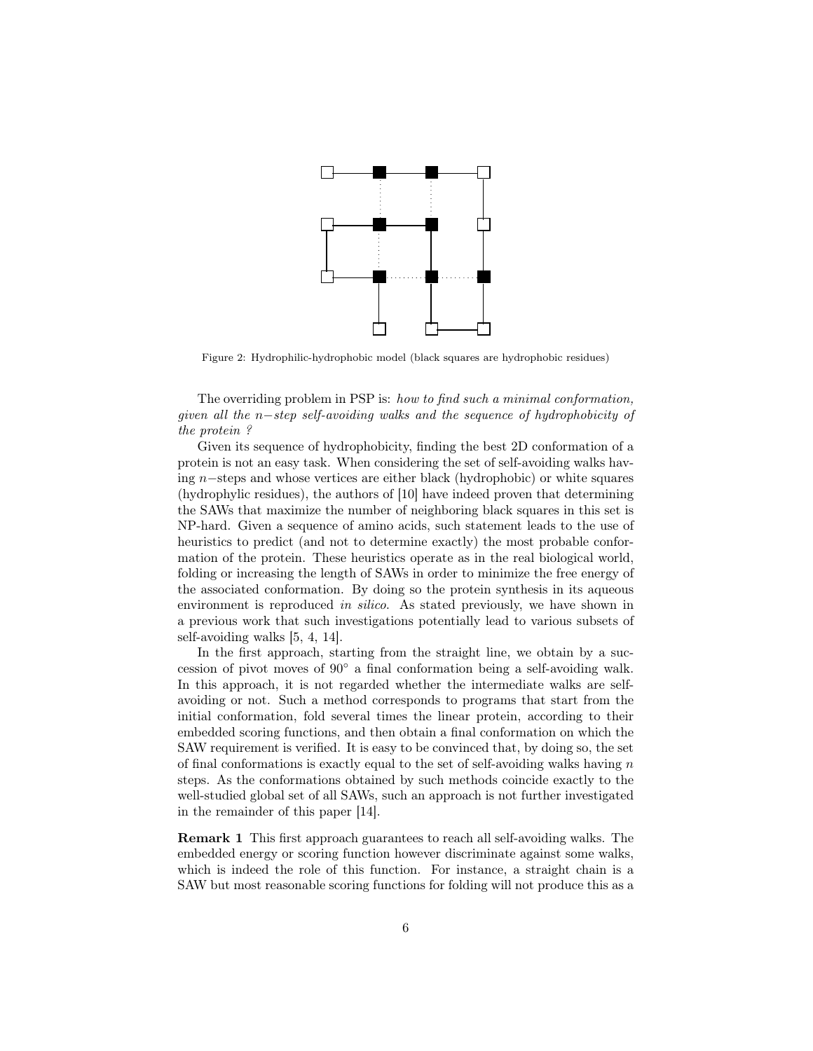Figure 2: Hydrophilic-hydrophobic model (black squares are hydrophobic residues)

The overriding problem in PSP is: *how to find such a minimal conformation, given all the $n-$step self-avoiding walks and the sequence of hydrophobicity of the protein ?*

Given its sequence of hydrophobicity, finding the best 2D conformation of a protein is not an easy task. When considering the set of self-avoiding walks having $n-$steps and whose vertices are either black (hydrophobic) or white squares (hydrophylic residues), the authors of [10] have indeed proven that determining the SAWs that maximize the number of neighboring black squares in this set is NP-hard. Given a sequence of amino acids, such statement leads to the use of heuristics to predict (and not to determine exactly) the most probable conformation of the protein. These heuristics operate as in the real biological world, folding or increasing the length of SAWs in order to minimize the free energy of the associated conformation. By doing so the protein synthesis in its aqueous environment is reproduced *in silico*. As stated previously, we have shown in a previous work that such investigations potentially lead to various subsets of self-avoiding walks [5, 4, 14].

In the first approach, starting from the straight line, we obtain by a succession of pivot moves of $90^\circ$ a final conformation being a self-avoiding walk. In this approach, it is not regarded whether the intermediate walks are self-avoiding or not. Such a method corresponds to programs that start from the initial conformation, fold several times the linear protein, according to their embedded scoring functions, and then obtain a final conformation on which the SAW requirement is verified. It is easy to be convinced that, by doing so, the set of final conformations is exactly equal to the set of self-avoiding walks having $n$ steps. As the conformations obtained by such methods coincide exactly to the well-studied global set of all SAWs, such an approach is not further investigated in the remainder of this paper [14].

**Remark 1** This first approach guarantees to reach all self-avoiding walks. The embedded energy or scoring function however discriminate against some walks, which is indeed the role of this function. For instance, a straight chain is a SAW but most reasonable scoring functions for folding will not produce this as a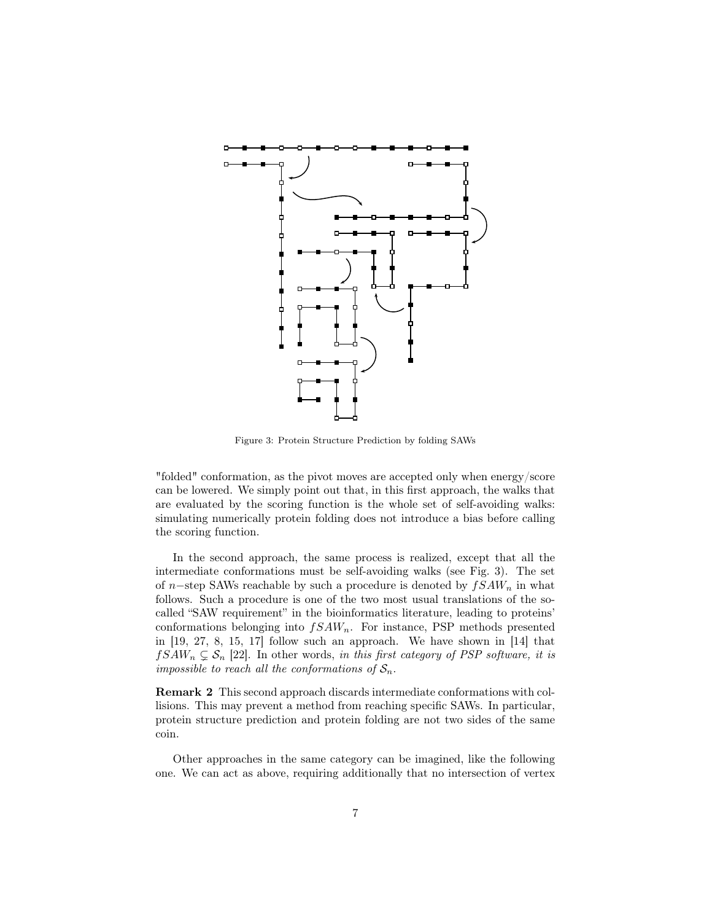Figure 3: Protein Structure Prediction by folding SAWs

"folded" conformation, as the pivot moves are accepted only when energy/score can be lowered. We simply point out that, in this first approach, the walks that are evaluated by the scoring function is the whole set of self-avoiding walks: simulating numerically protein folding does not introduce a bias before calling the scoring function.

In the second approach, the same process is realized, except that all the intermediate conformations must be self-avoiding walks (see Fig. 3). The set of $n-$step SAWs reachable by such a procedure is denoted by $fSAW_n$ in what follows. Such a procedure is one of the two most usual translations of the so-called "SAW requirement" in the bioinformatics literature, leading to proteins' conformations belonging into $fSAW_n$. For instance, PSP methods presented in [19, 27, 8, 15, 17] follow such an approach. We have shown in [14] that $fSAW_n \subsetneq \mathcal{S}_n$ [22]. In other words, *in this first category of PSP software, it is impossible to reach all the conformations of $\mathcal{S}_n$.*

**Remark 2** This second approach discards intermediate conformations with collisions. This may prevent a method from reaching specific SAWs. In particular, protein structure prediction and protein folding are not two sides of the same coin.

Other approaches in the same category can be imagined, like the following one. We can act as above, requiring additionally that no intersection of vertex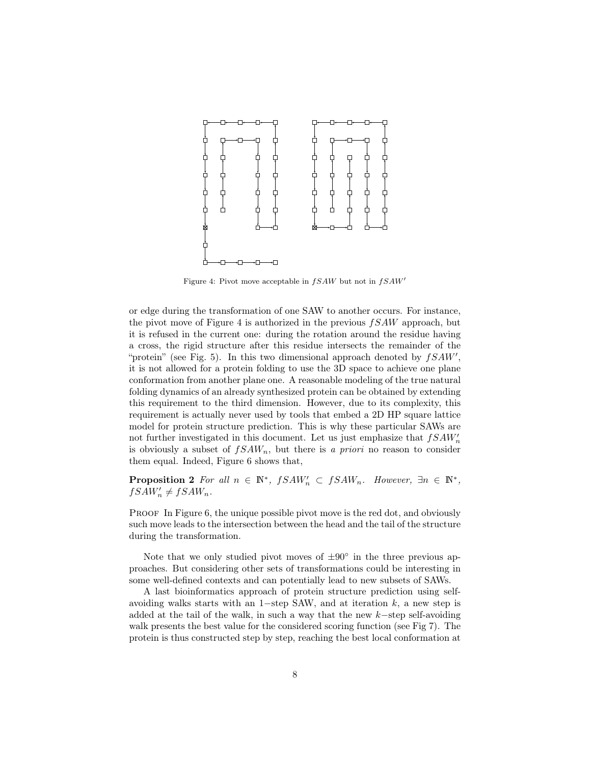Figure 4: Pivot move acceptable in $fSAW$ but not in $fSAW'$

or edge during the transformation of one SAW to another occurs. For instance, the pivot move of Figure 4 is authorized in the previous $fSAW$ approach, but it is refused in the current one: during the rotation around the residue having a cross, the rigid structure after this residue intersects the remainder of the "protein" (see Fig. 5). In this two dimensional approach denoted by $fSAW'$, it is not allowed for a protein folding to use the 3D space to achieve one plane conformation from another plane one. A reasonable modeling of the true natural folding dynamics of an already synthesized protein can be obtained by extending this requirement to the third dimension. However, due to its complexity, this requirement is actually never used by tools that embed a 2D HP square lattice model for protein structure prediction. This is why these particular SAWs are not further investigated in this document. Let us just emphasize that $fSAW'_n$ is obviously a subset of $fSAW_n$, but there is *a priori* no reason to consider them equal. Indeed, Figure 6 shows that,

**Proposition 2** *For all* $n \in \mathbb{N}^*$, $fSAW'_n \subset fSAW_n$. *However,* $\exists n \in \mathbb{N}^*$, $fSAW'_n \neq fSAW_n$.

Proof In Figure 6, the unique possible pivot move is the red dot, and obviously such move leads to the intersection between the head and the tail of the structure during the transformation.

Note that we only studied pivot moves of $\pm 90°$ in the three previous approaches. But considering other sets of transformations could be interesting in some well-defined contexts and can potentially lead to new subsets of SAWs.

A last bioinformatics approach of protein structure prediction using self-avoiding walks starts with an 1−step SAW, and at iteration $k$, a new step is added at the tail of the walk, in such a way that the new $k$−step self-avoiding walk presents the best value for the considered scoring function (see Fig 7). The protein is thus constructed step by step, reaching the best local conformation at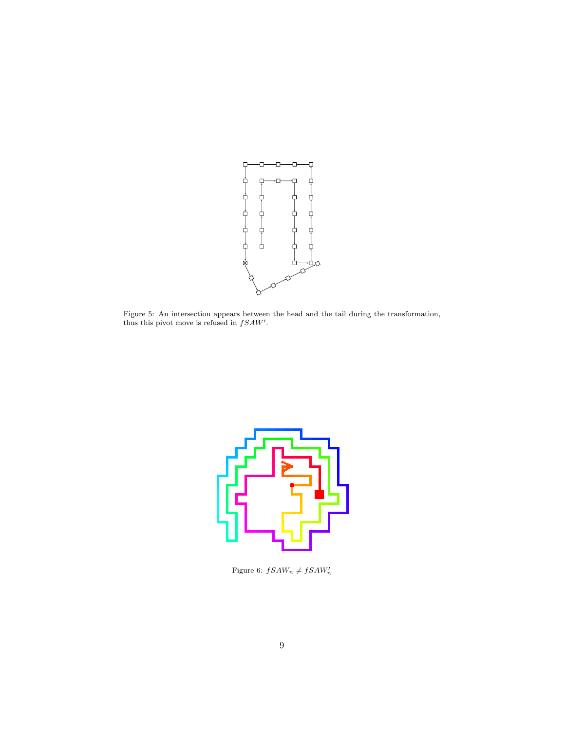Figure 5: An intersection appears between the head and the tail during the transformation, thus this pivot move is refused in $fSAW'$.

Figure 6: $fSAW_n \neq fSAW'_n$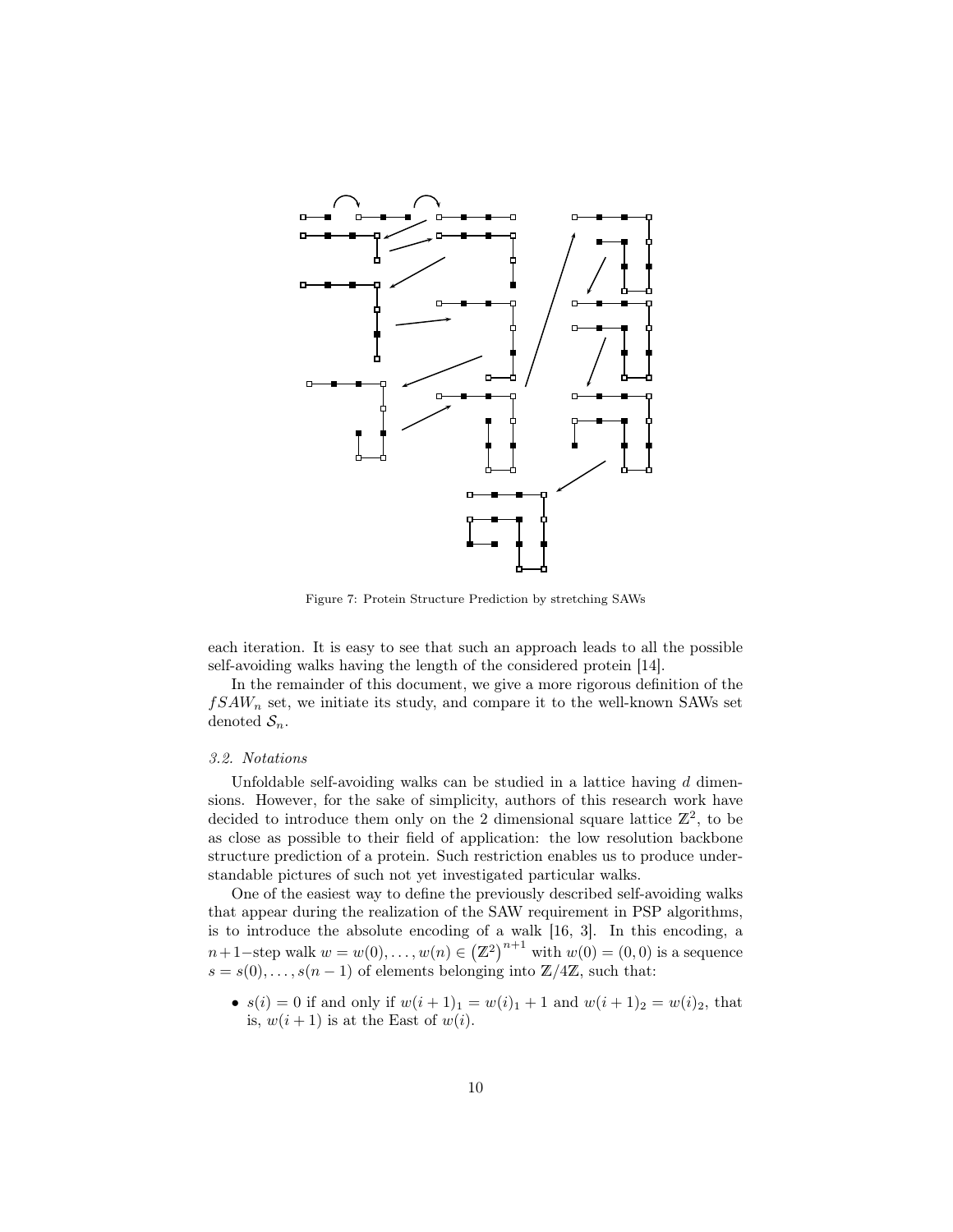Figure 7: Protein Structure Prediction by stretching SAWs

each iteration. It is easy to see that such an approach leads to all the possible self-avoiding walks having the length of the considered protein [14].

In the remainder of this document, we give a more rigorous definition of the $fSAW_n$ set, we initiate its study, and compare it to the well-known SAWs set denoted $\mathcal{S}_n$.

### 3.2. Notations

Unfoldable self-avoiding walks can be studied in a lattice having $d$ dimensions. However, for the sake of simplicity, authors of this research work have decided to introduce them only on the 2 dimensional square lattice $\mathbb{Z}^2$, to be as close as possible to their field of application: the low resolution backbone structure prediction of a protein. Such restriction enables us to produce understandable pictures of such not yet investigated particular walks.

One of the easiest way to define the previously described self-avoiding walks that appear during the realization of the SAW requirement in PSP algorithms, is to introduce the absolute encoding of a walk [16, 3]. In this encoding, a $n+1-$step walk $w = w(0), \ldots, w(n) \in \left(\mathbb{Z}^2\right)^{n+1}$ with $w(0) = (0, 0)$ is a sequence $s = s(0), \ldots, s(n-1)$ of elements belonging into $\mathbb{Z}/4\mathbb{Z}$, such that:

- $s(i) = 0$ if and only if $w(i+1)_1 = w(i)_1 + 1$ and $w(i+1)_2 = w(i)_2$, that is, $w(i+1)$ is at the East of $w(i)$.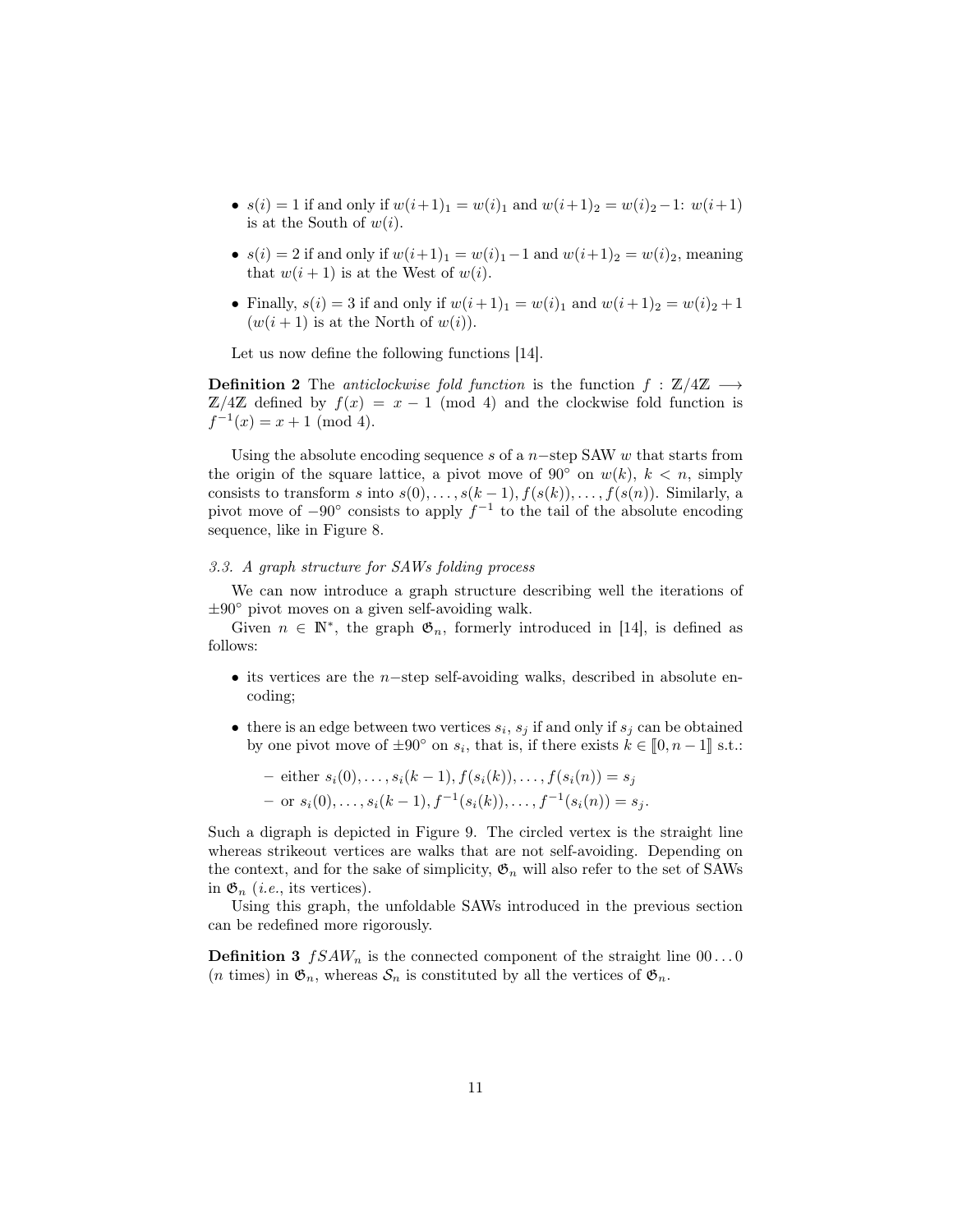- $s(i) = 1$ if and only if $w(i+1)_1 = w(i)_1$ and $w(i+1)_2 = w(i)_2 - 1$: $w(i+1)$ is at the South of $w(i)$.
- $s(i) = 2$ if and only if $w(i+1)_1 = w(i)_1 - 1$ and $w(i+1)_2 = w(i)_2$, meaning that $w(i+1)$ is at the West of $w(i)$.
- Finally, $s(i) = 3$ if and only if $w(i+1)_1 = w(i)_1$ and $w(i+1)_2 = w(i)_2 + 1$ ($w(i+1)$ is at the North of $w(i)$).

Let us now define the following functions [14].

**Definition 2** The *anticlockwise fold function* is the function $f : \mathbb{Z}/4\mathbb{Z} \longrightarrow \mathbb{Z}/4\mathbb{Z}$ defined by $f(x) = x - 1 \pmod 4$ and the clockwise fold function is $f^{-1}(x) = x + 1 \pmod 4$.

Using the absolute encoding sequence $s$ of a $n-$step SAW $w$ that starts from the origin of the square lattice, a pivot move of $90°$ on $w(k)$, $k < n$, simply consists to transform $s$ into $s(0), \ldots, s(k-1), f(s(k)), \ldots, f(s(n))$. Similarly, a pivot move of $-90°$ consists to apply $f^{-1}$ to the tail of the absolute encoding sequence, like in Figure 8.

*3.3. A graph structure for SAWs folding process*

We can now introduce a graph structure describing well the iterations of $\pm 90°$ pivot moves on a given self-avoiding walk.

Given $n \in \mathbb{N}^*$, the graph $\mathfrak{G}_n$, formerly introduced in [14], is defined as follows:

- its vertices are the $n-$step self-avoiding walks, described in absolute encoding;
- there is an edge between two vertices $s_i$, $s_j$ if and only if $s_j$ can be obtained by one pivot move of $\pm 90°$ on $s_i$, that is, if there exists $k \in [\![0, n-1]\!]$ s.t.:
  - either $s_i(0), \ldots, s_i(k-1), f(s_i(k)), \ldots, f(s_i(n)) = s_j$
  - or $s_i(0), \ldots, s_i(k-1), f^{-1}(s_i(k)), \ldots, f^{-1}(s_i(n)) = s_j$.

Such a digraph is depicted in Figure 9. The circled vertex is the straight line whereas strikeout vertices are walks that are not self-avoiding. Depending on the context, and for the sake of simplicity, $\mathfrak{G}_n$ will also refer to the set of SAWs in $\mathfrak{G}_n$ (*i.e.*, its vertices).

Using this graph, the unfoldable SAWs introduced in the previous section can be redefined more rigorously.

**Definition 3** $fSAW_n$ is the connected component of the straight line $00\ldots0$ ($n$ times) in $\mathfrak{G}_n$, whereas $\mathcal{S}_n$ is constituted by all the vertices of $\mathfrak{G}_n$.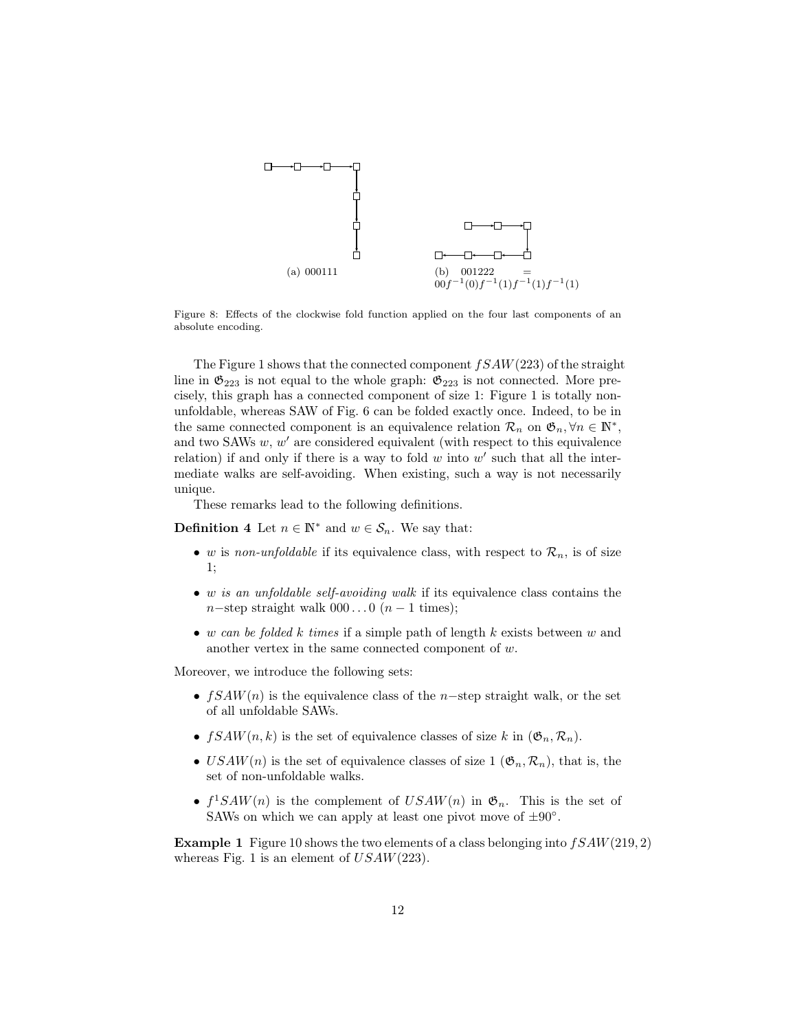(a) 000111

(b) 001222 = $00f^{-1}(0)f^{-1}(1)f^{-1}(1)f^{-1}(1)$

Figure 8: Effects of the clockwise fold function applied on the four last components of an absolute encoding.

The Figure 1 shows that the connected component $fSAW(223)$ of the straight line in $\mathfrak{G}_{223}$ is not equal to the whole graph: $\mathfrak{G}_{223}$ is not connected. More precisely, this graph has a connected component of size 1: Figure 1 is totally non-unfoldable, whereas SAW of Fig. 6 can be folded exactly once. Indeed, to be in the same connected component is an equivalence relation $\mathcal{R}_n$ on $\mathfrak{G}_n, \forall n \in \mathbb{N}^*$, and two SAWs $w$, $w'$ are considered equivalent (with respect to this equivalence relation) if and only if there is a way to fold $w$ into $w'$ such that all the intermediate walks are self-avoiding. When existing, such a way is not necessarily unique.

These remarks lead to the following definitions.

**Definition 4** Let $n \in \mathbb{N}^*$ and $w \in \mathcal{S}_n$. We say that:

- $w$ is *non-unfoldable* if its equivalence class, with respect to $\mathcal{R}_n$, is of size 1;
- $w$ *is an unfoldable self-avoiding walk* if its equivalence class contains the $n-$step straight walk $000\ldots0$ ($n-1$ times);
- $w$ *can be folded* $k$ *times* if a simple path of length $k$ exists between $w$ and another vertex in the same connected component of $w$.

Moreover, we introduce the following sets:

- $fSAW(n)$ is the equivalence class of the $n-$step straight walk, or the set of all unfoldable SAWs.
- $fSAW(n,k)$ is the set of equivalence classes of size $k$ in $(\mathfrak{G}_n, \mathcal{R}_n)$.
- $USAW(n)$ is the set of equivalence classes of size 1 $(\mathfrak{G}_n, \mathcal{R}_n)$, that is, the set of non-unfoldable walks.
- $f^1SAW(n)$ is the complement of $USAW(n)$ in $\mathfrak{G}_n$. This is the set of SAWs on which we can apply at least one pivot move of $\pm 90°$.

**Example 1** Figure 10 shows the two elements of a class belonging into $fSAW(219,2)$ whereas Fig. 1 is an element of $USAW(223)$.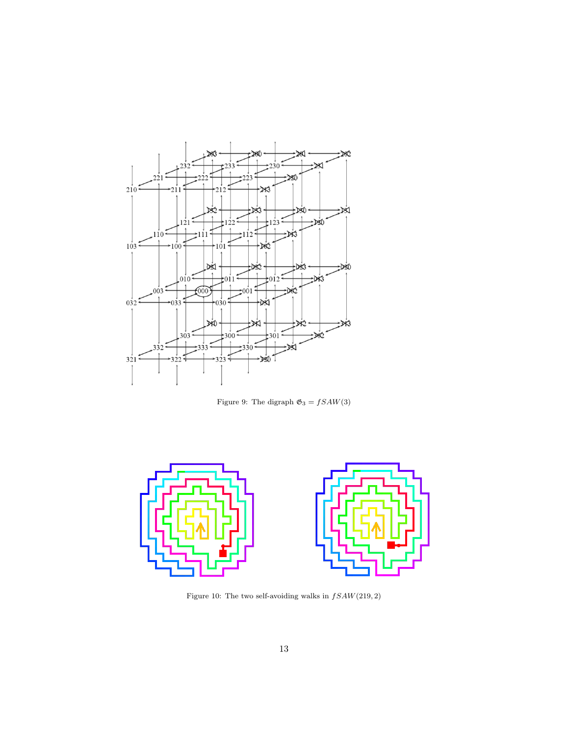Figure 9: The digraph $\mathfrak{G}_3 = fSAW(3)$

Figure 10: The two self-avoiding walks in $fSAW(219, 2)$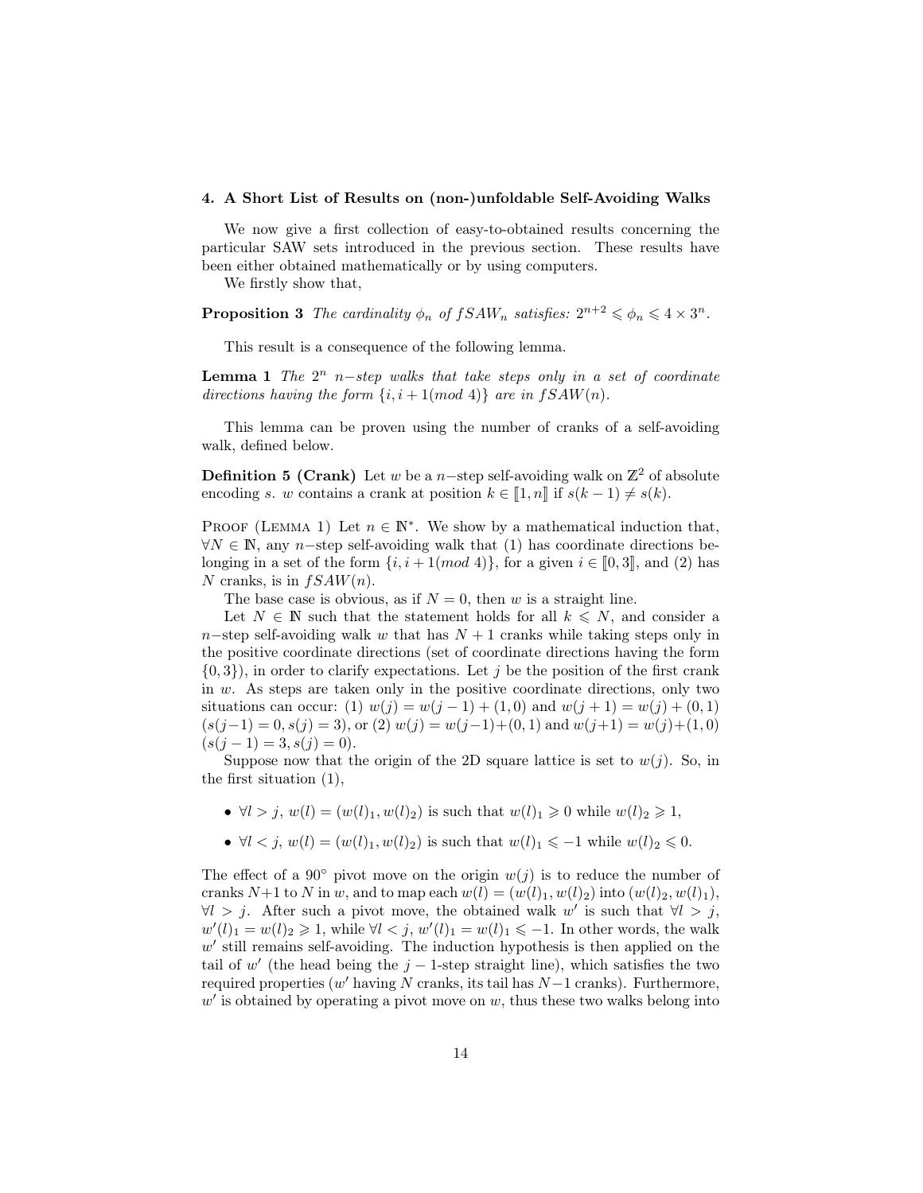## 4. A Short List of Results on (non-)unfoldable Self-Avoiding Walks

We now give a first collection of easy-to-obtained results concerning the particular SAW sets introduced in the previous section. These results have been either obtained mathematically or by using computers.

We firstly show that,

**Proposition 3** *The cardinality $\phi_n$ of $fSAW_n$ satisfies: $2^{n+2} \leqslant \phi_n \leqslant 4 \times 3^n$.*

This result is a consequence of the following lemma.

**Lemma 1** *The $2^n$ $n-$step walks that take steps only in a set of coordinate directions having the form $\{i, i+1 (mod\ 4)\}$ are in $fSAW(n)$.*

This lemma can be proven using the number of cranks of a self-avoiding walk, defined below.

**Definition 5 (Crank)** Let $w$ be a $n-$step self-avoiding walk on $\mathbb{Z}^2$ of absolute encoding $s$. $w$ contains a crank at position $k \in [\![1, n]\!]$ if $s(k-1) \neq s(k)$.

Proof (Lemma 1) Let $n \in \mathbb{N}^*$. We show by a mathematical induction that, $\forall N \in \mathbb{N}$, any $n-$step self-avoiding walk that (1) has coordinate directions belonging in a set of the form $\{i, i+1 (mod\ 4)\}$, for a given $i \in [\![0, 3]\!]$, and (2) has $N$ cranks, is in $fSAW(n)$.

The base case is obvious, as if $N = 0$, then $w$ is a straight line.

Let $N \in \mathbb{N}$ such that the statement holds for all $k \leqslant N$, and consider a $n-$step self-avoiding walk $w$ that has $N+1$ cranks while taking steps only in the positive coordinate directions (set of coordinate directions having the form $\{0, 3\}$), in order to clarify expectations. Let $j$ be the position of the first crank in $w$. As steps are taken only in the positive coordinate directions, only two situations can occur: (1) $w(j) = w(j-1) + (1, 0)$ and $w(j+1) = w(j) + (0, 1)$ ($s(j-1) = 0, s(j) = 3$), or (2) $w(j) = w(j-1) + (0, 1)$ and $w(j+1) = w(j) + (1, 0)$ ($s(j-1) = 3, s(j) = 0$).

Suppose now that the origin of the 2D square lattice is set to $w(j)$. So, in the first situation (1),

- $\forall l > j$, $w(l) = (w(l)_1, w(l)_2)$ is such that $w(l)_1 \geqslant 0$ while $w(l)_2 \geqslant 1$,
- $\forall l < j$, $w(l) = (w(l)_1, w(l)_2)$ is such that $w(l)_1 \leqslant -1$ while $w(l)_2 \leqslant 0$.

The effect of a $90^\circ$ pivot move on the origin $w(j)$ is to reduce the number of cranks $N+1$ to $N$ in $w$, and to map each $w(l) = (w(l)_1, w(l)_2)$ into $(w(l)_2, w(l)_1)$, $\forall l > j$. After such a pivot move, the obtained walk $w'$ is such that $\forall l > j$, $w'(l)_1 = w(l)_2 \geqslant 1$, while $\forall l < j$, $w'(l)_1 = w(l)_1 \leqslant -1$. In other words, the walk $w'$ still remains self-avoiding. The induction hypothesis is then applied on the tail of $w'$ (the head being the $j-1$-step straight line), which satisfies the two required properties ($w'$ having $N$ cranks, its tail has $N-1$ cranks). Furthermore, $w'$ is obtained by operating a pivot move on $w$, thus these two walks belong into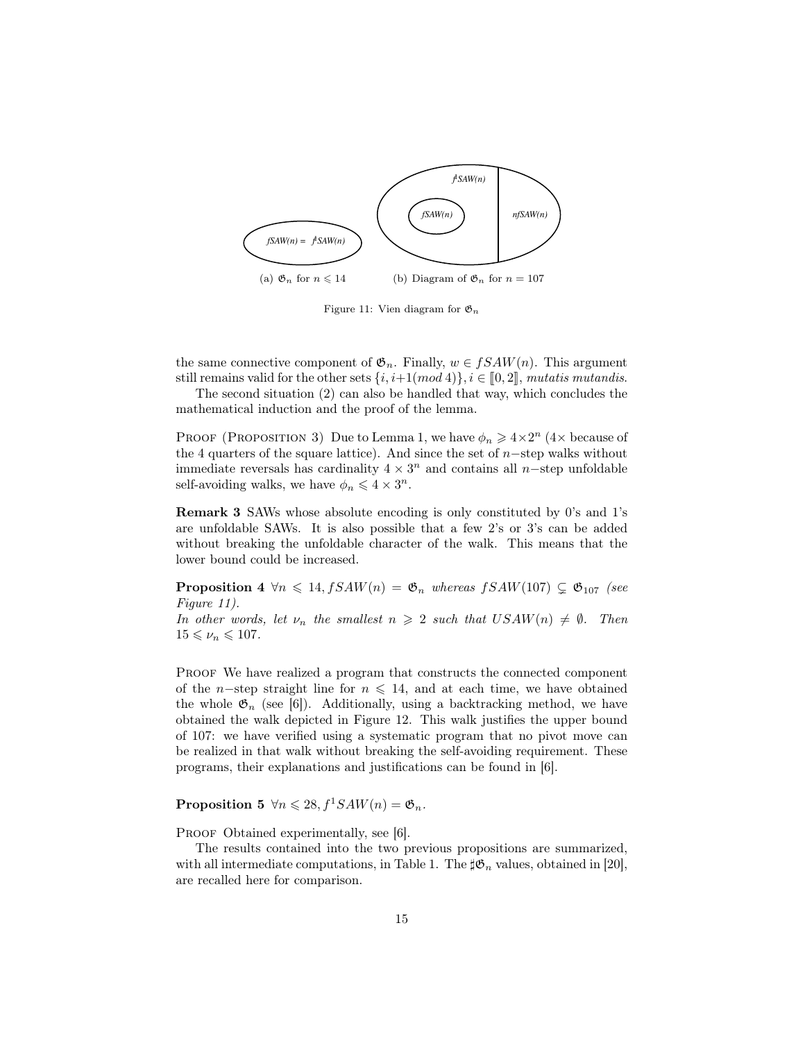(a) $\mathfrak{G}_n$ for $n \leqslant 14$ (b) Diagram of $\mathfrak{G}_n$ for $n = 107$

Figure 11: Vien diagram for $\mathfrak{G}_n$

the same connective component of $\mathfrak{G}_n$. Finally, $w \in fSAW(n)$. This argument still remains valid for the other sets $\{i, i+1 (mod\ 4)\}, i \in [\![0, 2]\!]$, *mutatis mutandis*.

The second situation (2) can also be handled that way, which concludes the mathematical induction and the proof of the lemma.

Proof (Proposition 3) Due to Lemma 1, we have $\phi_n \geqslant 4 \times 2^n$ ($4\times$ because of the 4 quarters of the square lattice). And since the set of $n-$step walks without immediate reversals has cardinality $4 \times 3^n$ and contains all $n-$step unfoldable self-avoiding walks, we have $\phi_n \leqslant 4 \times 3^n$.

**Remark 3** SAWs whose absolute encoding is only constituted by 0's and 1's are unfoldable SAWs. It is also possible that a few 2's or 3's can be added without breaking the unfoldable character of the walk. This means that the lower bound could be increased.

**Proposition 4** *$\forall n \leqslant 14, fSAW(n) = \mathfrak{G}_n$ whereas $fSAW(107) \subsetneq \mathfrak{G}_{107}$ (see Figure 11).*
*In other words, let $\nu_n$ the smallest $n \geqslant 2$ such that $USAW(n) \neq \emptyset$. Then $15 \leqslant \nu_n \leqslant 107$.*

Proof We have realized a program that constructs the connected component of the $n-$step straight line for $n \leqslant 14$, and at each time, we have obtained the whole $\mathfrak{G}_n$ (see [6]). Additionally, using a backtracking method, we have obtained the walk depicted in Figure 12. This walk justifies the upper bound of 107: we have verified using a systematic program that no pivot move can be realized in that walk without breaking the self-avoiding requirement. These programs, their explanations and justifications can be found in [6].

**Proposition 5** *$\forall n \leqslant 28, f^1SAW(n) = \mathfrak{G}_n$.*

Proof Obtained experimentally, see [6].

The results contained into the two previous propositions are summarized, with all intermediate computations, in Table 1. The $\sharp\mathfrak{G}_n$ values, obtained in [20], are recalled here for comparison.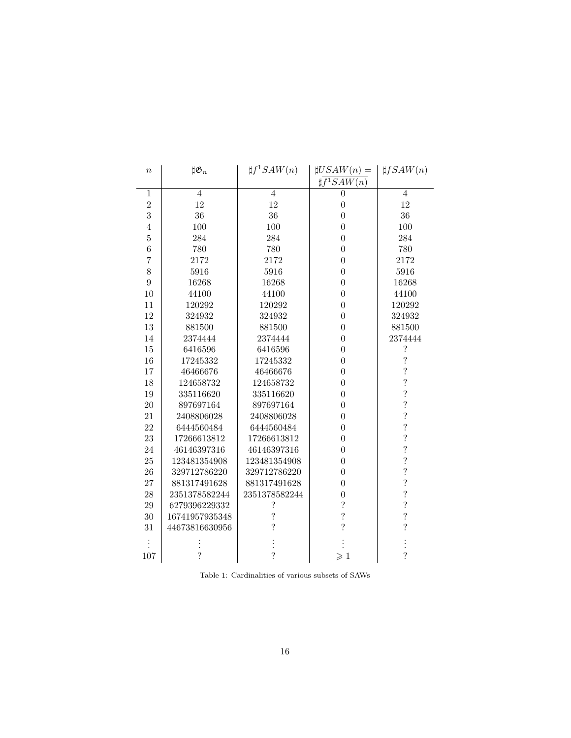| $n$ | $\sharp\mathfrak{G}_n$ | $\sharp f^1SAW(n)$ | $\sharp USAW(n) = \sharp\overline{f^1SAW(n)}$ | $\sharp fSAW(n)$ |
|---|---|---|---|---|
| 1 | 4 | 4 | 0 | 4 |
| 2 | 12 | 12 | 0 | 12 |
| 3 | 36 | 36 | 0 | 36 |
| 4 | 100 | 100 | 0 | 100 |
| 5 | 284 | 284 | 0 | 284 |
| 6 | 780 | 780 | 0 | 780 |
| 7 | 2172 | 2172 | 0 | 2172 |
| 8 | 5916 | 5916 | 0 | 5916 |
| 9 | 16268 | 16268 | 0 | 16268 |
| 10 | 44100 | 44100 | 0 | 44100 |
| 11 | 120292 | 120292 | 0 | 120292 |
| 12 | 324932 | 324932 | 0 | 324932 |
| 13 | 881500 | 881500 | 0 | 881500 |
| 14 | 2374444 | 2374444 | 0 | 2374444 |
| 15 | 6416596 | 6416596 | 0 | ? |
| 16 | 17245332 | 17245332 | 0 | ? |
| 17 | 46466676 | 46466676 | 0 | ? |
| 18 | 124658732 | 124658732 | 0 | ? |
| 19 | 335116620 | 335116620 | 0 | ? |
| 20 | 897697164 | 897697164 | 0 | ? |
| 21 | 2408806028 | 2408806028 | 0 | ? |
| 22 | 6444560484 | 6444560484 | 0 | ? |
| 23 | 17266613812 | 17266613812 | 0 | ? |
| 24 | 46146397316 | 46146397316 | 0 | ? |
| 25 | 123481354908 | 123481354908 | 0 | ? |
| 26 | 329712786220 | 329712786220 | 0 | ? |
| 27 | 881317491628 | 881317491628 | 0 | ? |
| 28 | 2351378582244 | 2351378582244 | 0 | ? |
| 29 | 6279396229332 | ? | ? | ? |
| 30 | 16741957935348 | ? | ? | ? |
| 31 | 44673816630956 | ? | ? | ? |
| $\vdots$ | $\vdots$ | $\vdots$ | $\vdots$ | $\vdots$ |
| 107 | ? | ? | $\geqslant 1$ | ? |

Table 1: Cardinalities of various subsets of SAWs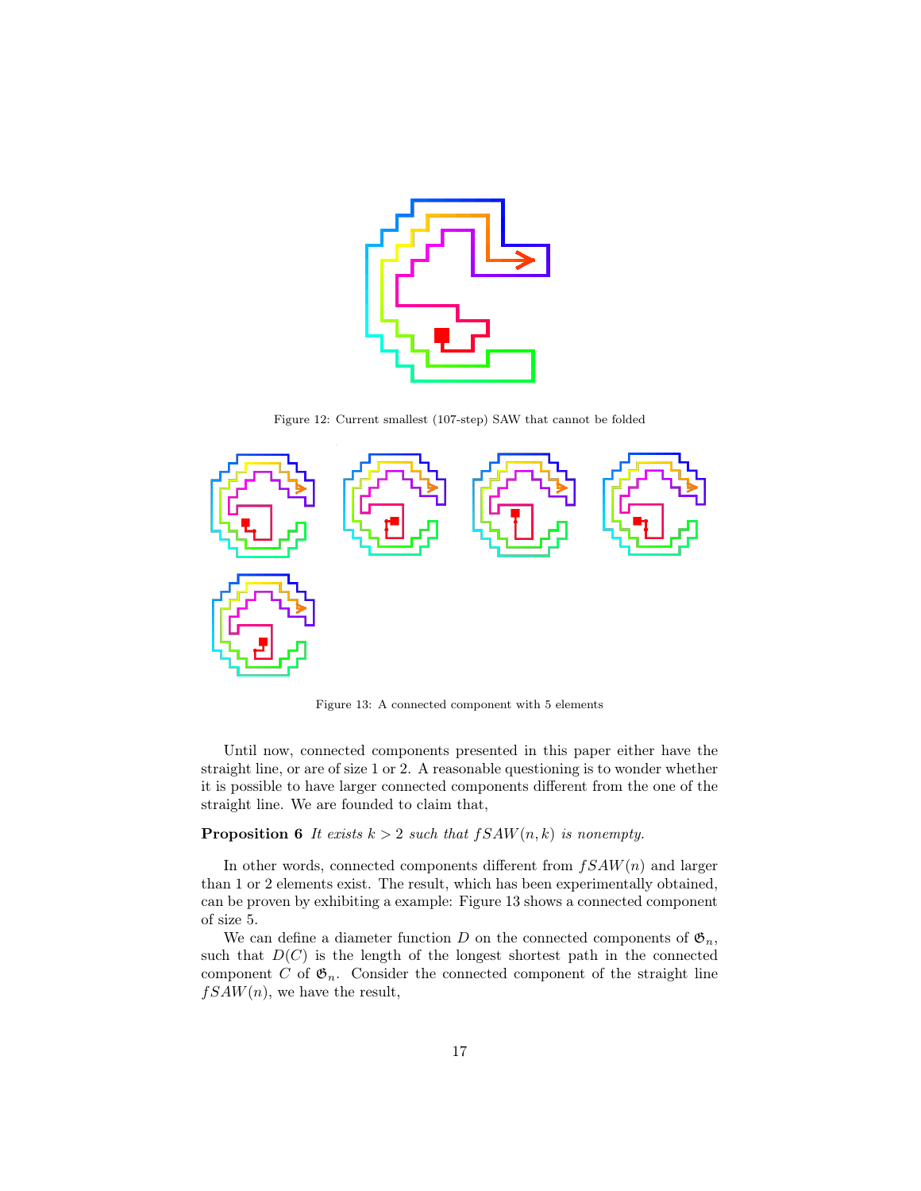Figure 12: Current smallest (107-step) SAW that cannot be folded

Figure 13: A connected component with 5 elements

Until now, connected components presented in this paper either have the straight line, or are of size 1 or 2. A reasonable questioning is to wonder whether it is possible to have larger connected components different from the one of the straight line. We are founded to claim that,

**Proposition 6** *It exists $k > 2$ such that $fSAW(n, k)$ is nonempty.*

In other words, connected components different from $fSAW(n)$ and larger than 1 or 2 elements exist. The result, which has been experimentally obtained, can be proven by exhibiting a example: Figure 13 shows a connected component of size 5.

We can define a diameter function $D$ on the connected components of $\mathfrak{G}_n$, such that $D(C)$ is the length of the longest shortest path in the connected component $C$ of $\mathfrak{G}_n$. Consider the connected component of the straight line $fSAW(n)$, we have the result,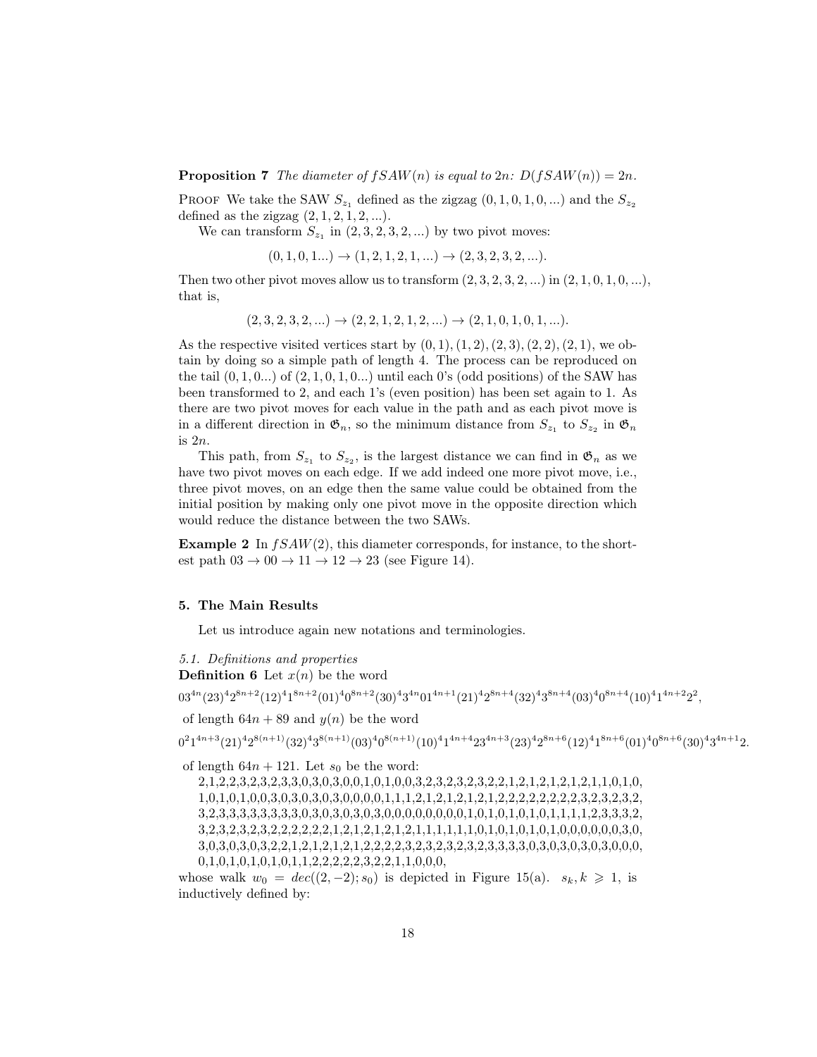**Proposition 7** *The diameter of $fSAW(n)$ is equal to $2n$: $D(fSAW(n)) = 2n$.*

Proof We take the SAW $S_{z_1}$ defined as the zigzag $(0, 1, 0, 1, 0, ...)$ and the $S_{z_2}$ defined as the zigzag $(2, 1, 2, 1, 2, ...)$.

We can transform $S_{z_1}$ in $(2, 3, 2, 3, 2, ...)$ by two pivot moves:

$$(0, 1, 0, 1...) \to (1, 2, 1, 2, 1, ...) \to (2, 3, 2, 3, 2, ...).$$

Then two other pivot moves allow us to transform $(2, 3, 2, 3, 2, ...)$ in $(2, 1, 0, 1, 0, ...)$, that is,

$$(2, 3, 2, 3, 2, ...) \to (2, 2, 1, 2, 1, 2, ...) \to (2, 1, 0, 1, 0, 1, ...).$$

As the respective visited vertices start by $(0, 1), (1, 2), (2, 3), (2, 2), (2, 1)$, we obtain by doing so a simple path of length 4. The process can be reproduced on the tail $(0, 1, 0...)$ of $(2, 1, 0, 1, 0...)$ until each 0's (odd positions) of the SAW has been transformed to 2, and each 1's (even position) has been set again to 1. As there are two pivot moves for each value in the path and as each pivot move is in a different direction in $\mathfrak{G}_n$, so the minimum distance from $S_{z_1}$ to $S_{z_2}$ in $\mathfrak{G}_n$ is $2n$.

This path, from $S_{z_1}$ to $S_{z_2}$, is the largest distance we can find in $\mathfrak{G}_n$ as we have two pivot moves on each edge. If we add indeed one more pivot move, i.e., three pivot moves, on an edge then the same value could be obtained from the initial position by making only one pivot move in the opposite direction which would reduce the distance between the two SAWs.

**Example 2** In $fSAW(2)$, this diameter corresponds, for instance, to the shortest path $03 \to 00 \to 11 \to 12 \to 23$ (see Figure 14).

## 5. The Main Results

Let us introduce again new notations and terminologies.

### 5.1. Definitions and properties

**Definition 6** Let $x(n)$ be the word

$$03^{4n}(23)^4 2^{8n+2}(12)^4 1^{8n+2}(01)^4 0^{8n+2}(30)^4 3^{4n} 01^{4n+1}(21)^4 2^{8n+4}(32)^4 3^{8n+4}(03)^4 0^{8n+4}(10)^4 1^{4n+2} 2^2,$$

of length $64n + 89$ and $y(n)$ be the word

$$0^2 1^{4n+3}(21)^4 2^{8(n+1)}(32)^4 3^{8(n+1)}(03)^4 0^{8(n+1)}(10)^4 1^{4n+4} 23^{4n+3}(23)^4 2^{8n+6}(12)^4 1^{8n+6}(01)^4 0^{8n+6}(30)^4 3^{4n+1} 2.$$

of length $64n + 121$. Let $s_0$ be the word:

2,1,2,2,3,2,3,2,3,3,0,3,0,3,0,0,1,0,1,0,0,3,2,3,2,3,2,3,2,2,1,2,1,2,1,2,1,2,1,1,0,1,0,
1,0,1,0,1,0,0,3,0,3,0,3,0,3,0,0,0,0,1,1,1,2,1,2,1,2,1,2,1,2,2,2,2,2,2,2,2,3,2,3,2,3,2,
3,2,3,3,3,3,3,3,3,3,0,3,0,3,0,3,0,3,0,0,0,0,0,0,0,0,1,0,1,0,1,0,1,0,1,1,1,1,2,3,3,3,2,
3,2,3,2,3,2,3,2,2,2,2,2,2,2,1,2,1,2,1,2,1,2,1,1,1,1,1,1,0,1,0,1,0,1,0,1,0,0,0,0,0,0,3,0,
3,0,3,0,3,0,3,2,2,1,2,1,2,1,2,1,2,2,2,2,3,2,3,2,3,2,3,2,3,3,3,3,0,3,0,3,0,3,0,3,0,0,0,
0,1,0,1,0,1,0,1,0,1,1,2,2,2,2,2,3,2,2,1,1,0,0,0,

whose walk $w_0 = dec((2, -2); s_0)$ is depicted in Figure 15(a). $s_k, k \geqslant 1$, is inductively defined by: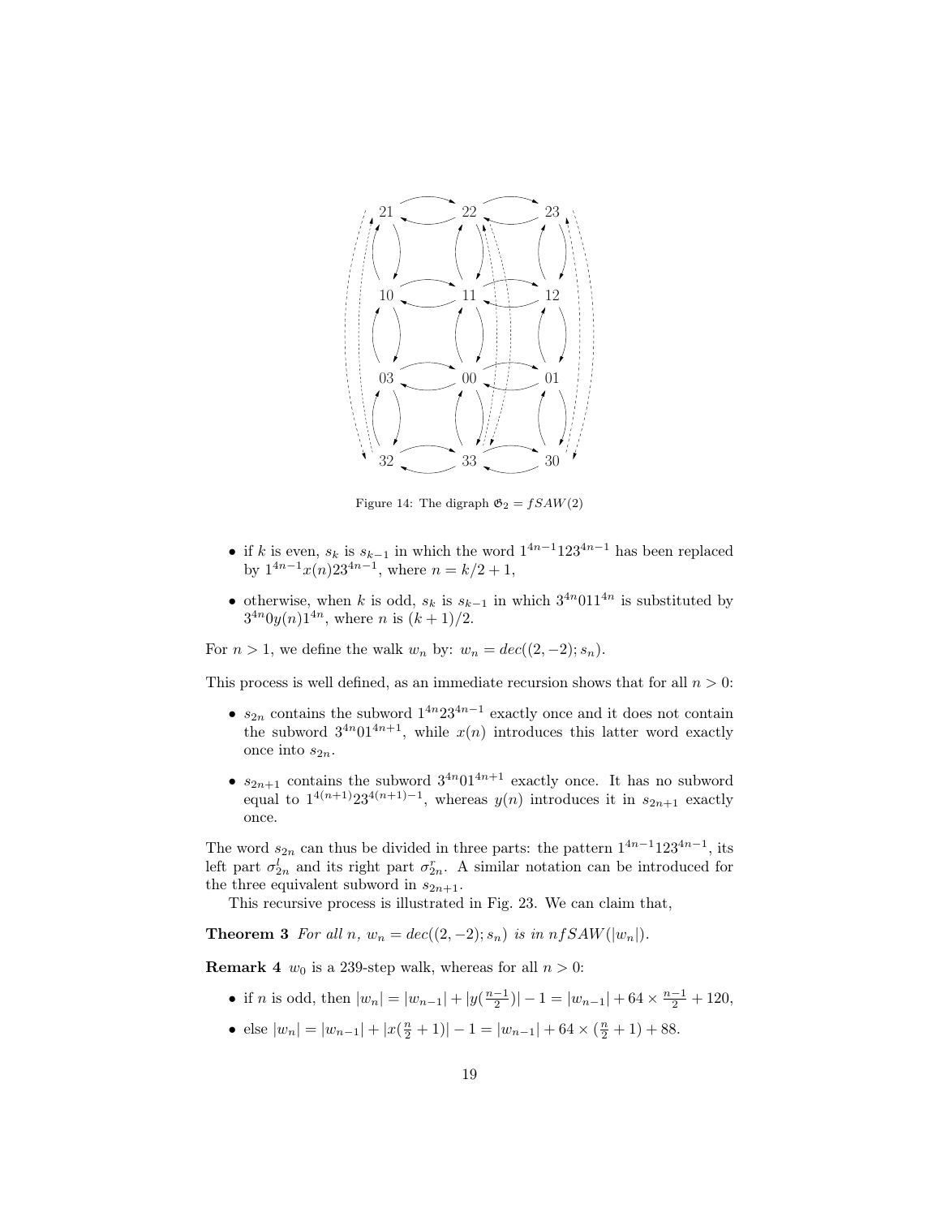Figure 14: The digraph $\mathfrak{G}_2 = fSAW(2)$

- if $k$ is even, $s_k$ is $s_{k-1}$ in which the word $1^{4n-1}123^{4n-1}$ has been replaced by $1^{4n-1}x(n)23^{4n-1}$, where $n = k/2+1$,
- otherwise, when $k$ is odd, $s_k$ is $s_{k-1}$ in which $3^{4n}011^{4n}$ is substituted by $3^{4n}0y(n)1^{4n}$, where $n$ is $(k+1)/2$.

For $n > 1$, we define the walk $w_n$ by: $w_n = dec((2,-2); s_n)$.

This process is well defined, as an immediate recursion shows that for all $n > 0$:

- $s_{2n}$ contains the subword $1^{4n}23^{4n-1}$ exactly once and it does not contain the subword $3^{4n}01^{4n+1}$, while $x(n)$ introduces this latter word exactly once into $s_{2n}$.
- $s_{2n+1}$ contains the subword $3^{4n}01^{4n+1}$ exactly once. It has no subword equal to $1^{4(n+1)}23^{4(n+1)-1}$, whereas $y(n)$ introduces it in $s_{2n+1}$ exactly once.

The word $s_{2n}$ can thus be divided in three parts: the pattern $1^{4n-1}123^{4n-1}$, its left part $\sigma_{2n}^l$ and its right part $\sigma_{2n}^r$. A similar notation can be introduced for the three equivalent subword in $s_{2n+1}$.

This recursive process is illustrated in Fig. 23. We can claim that,

**Theorem 3** *For all $n$, $w_n = dec((2,-2); s_n)$ is in $nfSAW(|w_n|)$.*

**Remark 4** $w_0$ is a 239-step walk, whereas for all $n > 0$:

- if $n$ is odd, then $|w_n| = |w_{n-1}| + |y(\frac{n-1}{2})| - 1 = |w_{n-1}| + 64 \times \frac{n-1}{2} + 120$,
- else $|w_n| = |w_{n-1}| + |x(\frac{n}{2}+1)| - 1 = |w_{n-1}| + 64 \times (\frac{n}{2}+1) + 88$.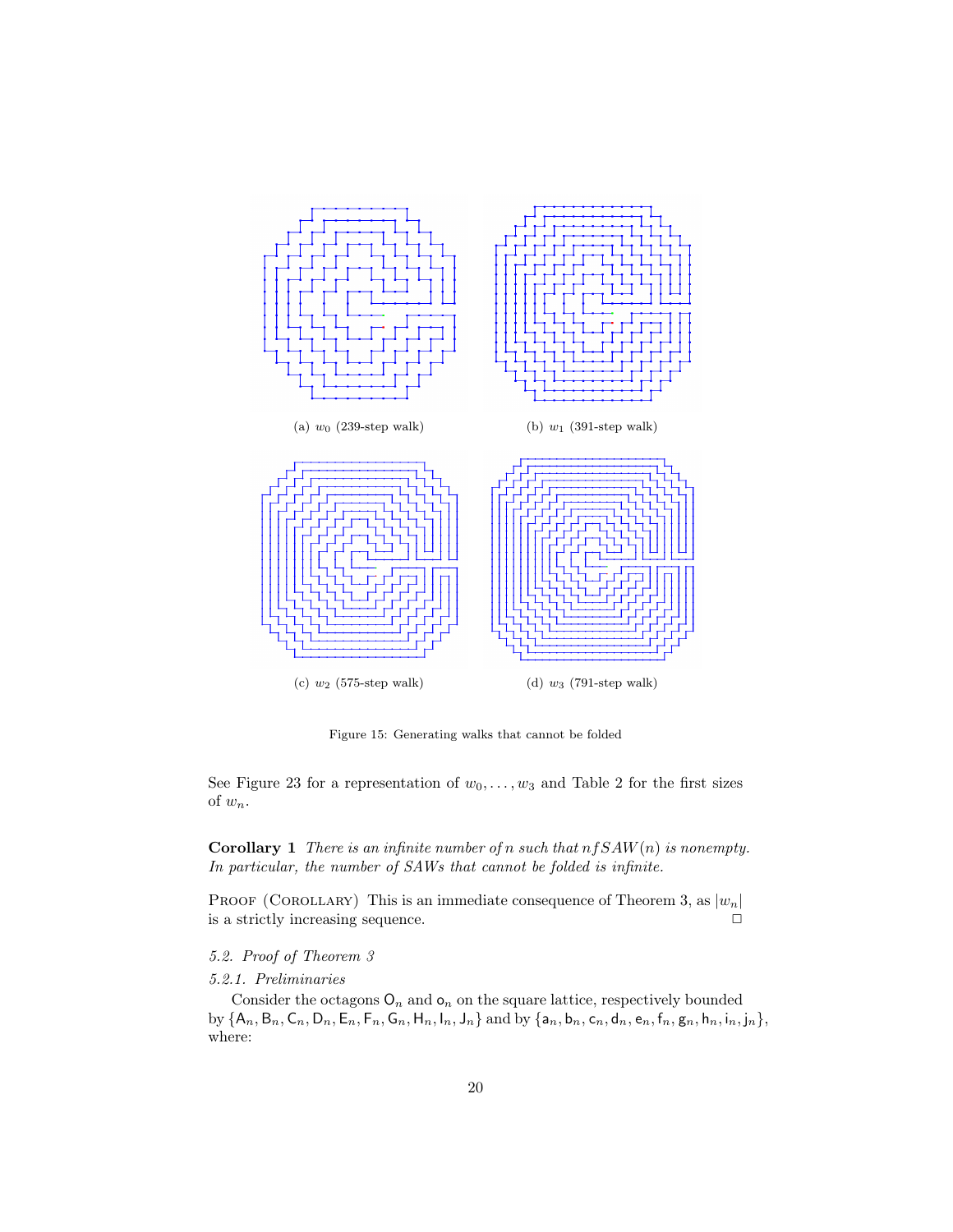(a) $w_0$ (239-step walk)

(b) $w_1$ (391-step walk)

(c) $w_2$ (575-step walk)

(d) $w_3$ (791-step walk)

Figure 15: Generating walks that cannot be folded

See Figure 23 for a representation of $w_0, \ldots, w_3$ and Table 2 for the first sizes of $w_n$.

**Corollary 1** *There is an infinite number of $n$ such that $nfSAW(n)$ is nonempty. In particular, the number of SAWs that cannot be folded is infinite.*

Proof (Corollary) This is an immediate consequence of Theorem 3, as $|w_n|$ is a strictly increasing sequence. □

*5.2. Proof of Theorem 3*

*5.2.1. Preliminaries*

Consider the octagons $\mathsf{O}_n$ and $\mathsf{o}_n$ on the square lattice, respectively bounded by $\{\mathsf{A}_n, \mathsf{B}_n, \mathsf{C}_n, \mathsf{D}_n, \mathsf{E}_n, \mathsf{F}_n, \mathsf{G}_n, \mathsf{H}_n, \mathsf{I}_n, \mathsf{J}_n\}$ and by $\{\mathsf{a}_n, \mathsf{b}_n, \mathsf{c}_n, \mathsf{d}_n, \mathsf{e}_n, \mathsf{f}_n, \mathsf{g}_n, \mathsf{h}_n, \mathsf{i}_n, \mathsf{j}_n\}$, where: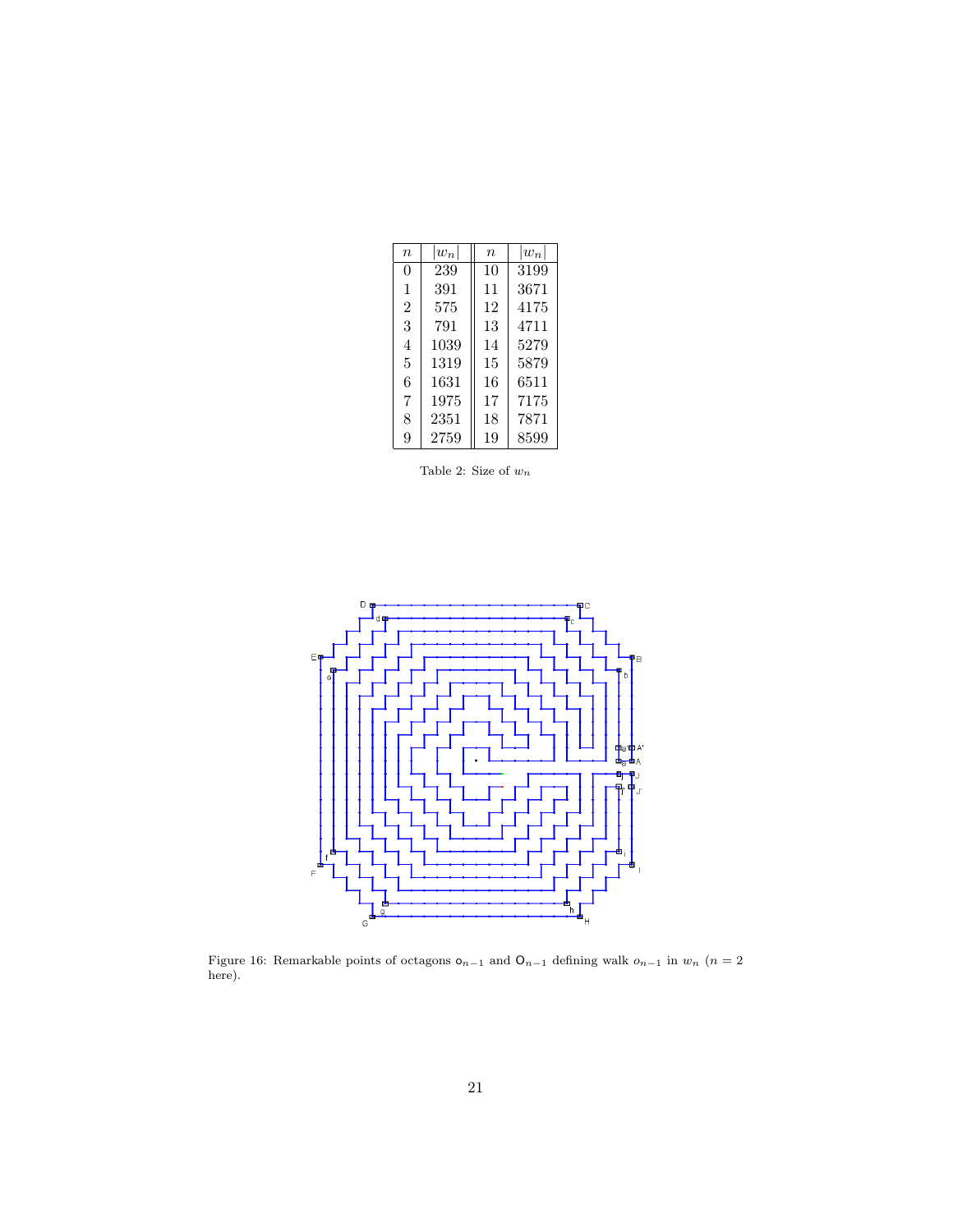| $n$ | $\|w_n\|$ | $n$ | $\|w_n\|$ |
|---|---|---|---|
| 0 | 239 | 10 | 3199 |
| 1 | 391 | 11 | 3671 |
| 2 | 575 | 12 | 4175 |
| 3 | 791 | 13 | 4711 |
| 4 | 1039 | 14 | 5279 |
| 5 | 1319 | 15 | 5879 |
| 6 | 1631 | 16 | 6511 |
| 7 | 1975 | 17 | 7175 |
| 8 | 2351 | 18 | 7871 |
| 9 | 2759 | 19 | 8599 |

Table 2: Size of $w_n$

Figure 16: Remarkable points of octagons $\mathsf{o}_{n-1}$ and $\mathsf{O}_{n-1}$ defining walk $o_{n-1}$ in $w_n$ ($n = 2$ here).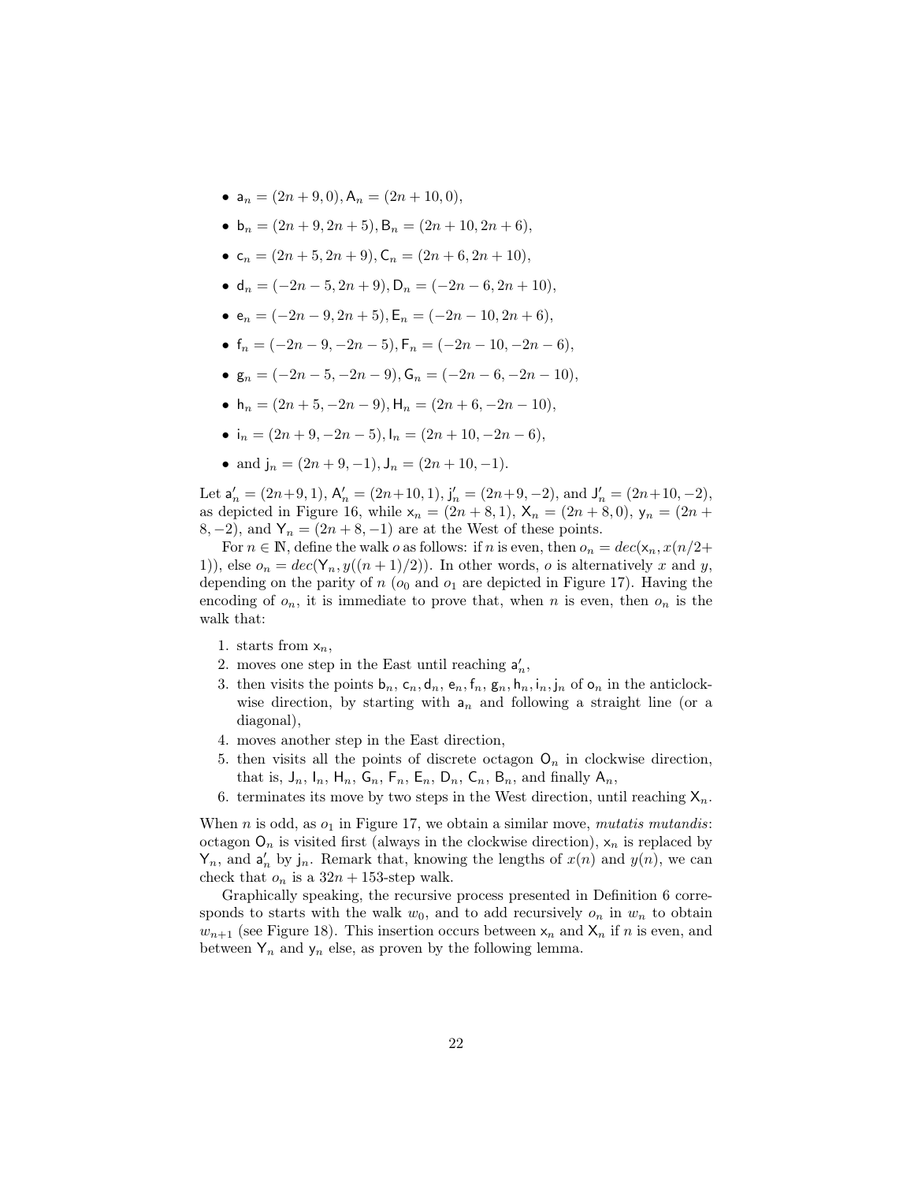- $\mathsf{a}_n = (2n+9, 0), \mathsf{A}_n = (2n+10, 0)$,
- $\mathsf{b}_n = (2n+9, 2n+5), \mathsf{B}_n = (2n+10, 2n+6)$,
- $\mathsf{c}_n = (2n+5, 2n+9), \mathsf{C}_n = (2n+6, 2n+10)$,
- $\mathsf{d}_n = (-2n-5, 2n+9), \mathsf{D}_n = (-2n-6, 2n+10)$,
- $\mathsf{e}_n = (-2n-9, 2n+5), \mathsf{E}_n = (-2n-10, 2n+6)$,
- $\mathsf{f}_n = (-2n-9, -2n-5), \mathsf{F}_n = (-2n-10, -2n-6)$,
- $\mathsf{g}_n = (-2n-5, -2n-9), \mathsf{G}_n = (-2n-6, -2n-10)$,
- $\mathsf{h}_n = (2n+5, -2n-9), \mathsf{H}_n = (2n+6, -2n-10)$,
- $\mathsf{i}_n = (2n+9, -2n-5), \mathsf{I}_n = (2n+10, -2n-6)$,
- and $\mathsf{j}_n = (2n+9, -1), \mathsf{J}_n = (2n+10, -1)$.

Let $\mathsf{a}'_n = (2n+9, 1)$, $\mathsf{A}'_n = (2n+10, 1)$, $\mathsf{j}'_n = (2n+9, -2)$, and $\mathsf{J}'_n = (2n+10, -2)$, as depicted in Figure 16, while $\mathsf{x}_n = (2n+8, 1)$, $\mathsf{X}_n = (2n+8, 0)$, $\mathsf{y}_n = (2n+8, -2)$, and $\mathsf{Y}_n = (2n+8, -1)$ are at the West of these points.

For $n \in \mathbb{N}$, define the walk $o$ as follows: if $n$ is even, then $o_n = dec(\mathsf{x}_n, x(n/2+1))$, else $o_n = dec(\mathsf{Y}_n, y((n+1)/2))$. In other words, $o$ is alternatively $x$ and $y$, depending on the parity of $n$ ($o_0$ and $o_1$ are depicted in Figure 17). Having the encoding of $o_n$, it is immediate to prove that, when $n$ is even, then $o_n$ is the walk that:

1. starts from $\mathsf{x}_n$,
2. moves one step in the East until reaching $\mathsf{a}'_n$,
3. then visits the points $\mathsf{b}_n$, $\mathsf{c}_n, \mathsf{d}_n$, $\mathsf{e}_n, \mathsf{f}_n$, $\mathsf{g}_n, \mathsf{h}_n, \mathsf{i}_n, \mathsf{j}_n$ of $\mathsf{o}_n$ in the anticlockwise direction, by starting with $\mathsf{a}_n$ and following a straight line (or a diagonal),
4. moves another step in the East direction,
5. then visits all the points of discrete octagon $\mathsf{O}_n$ in clockwise direction, that is, $\mathsf{J}_n$, $\mathsf{I}_n$, $\mathsf{H}_n$, $\mathsf{G}_n$, $\mathsf{F}_n$, $\mathsf{E}_n$, $\mathsf{D}_n$, $\mathsf{C}_n$, $\mathsf{B}_n$, and finally $\mathsf{A}_n$,
6. terminates its move by two steps in the West direction, until reaching $\mathsf{X}_n$.

When $n$ is odd, as $o_1$ in Figure 17, we obtain a similar move, *mutatis mutandis*: octagon $\mathsf{O}_n$ is visited first (always in the clockwise direction), $\mathsf{x}_n$ is replaced by $\mathsf{Y}_n$, and $\mathsf{a}'_n$ by $\mathsf{j}_n$. Remark that, knowing the lengths of $x(n)$ and $y(n)$, we can check that $o_n$ is a $32n+153$-step walk.

Graphically speaking, the recursive process presented in Definition 6 corresponds to starts with the walk $w_0$, and to add recursively $o_n$ in $w_n$ to obtain $w_{n+1}$ (see Figure 18). This insertion occurs between $\mathsf{x}_n$ and $\mathsf{X}_n$ if $n$ is even, and between $\mathsf{Y}_n$ and $\mathsf{y}_n$ else, as proven by the following lemma.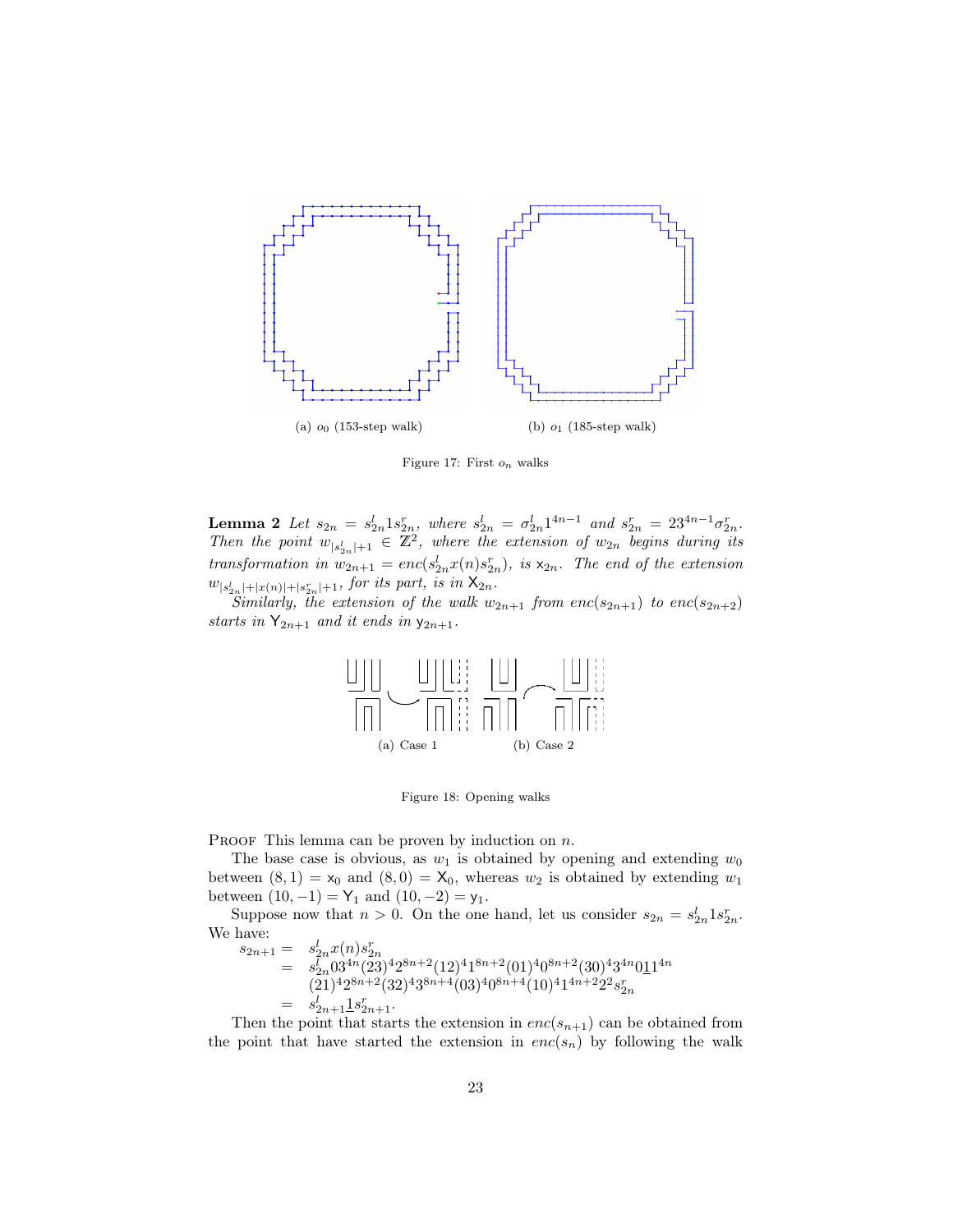(a) $o_0$ (153-step walk)

(b) $o_1$ (185-step walk)

Figure 17: First $o_n$ walks

**Lemma 2** *Let $s_{2n} = s^l_{2n} 1 s^r_{2n}$, where $s^l_{2n} = \sigma^l_{2n} 1^{4n-1}$ and $s^r_{2n} = 23^{4n-1}\sigma^r_{2n}$. Then the point $w_{|s^l_{2n}|+1} \in \mathbb{Z}^2$, where the extension of $w_{2n}$ begins during its transformation in $w_{2n+1} = enc(s^l_{2n}x(n)s^r_{2n})$, is $\mathsf{x}_{2n}$. The end of the extension $w_{|s^l_{2n}|+|x(n)|+|s^r_{2n}|+1}$, for its part, is in $\mathsf{X}_{2n}$.*

*Similarly, the extension of the walk $w_{2n+1}$ from $enc(s_{2n+1})$ to $enc(s_{2n+2})$ starts in $\mathsf{Y}_{2n+1}$ and it ends in $\mathsf{y}_{2n+1}$.*

(a) Case 1

(b) Case 2

Figure 18: Opening walks

Proof This lemma can be proven by induction on $n$.

The base case is obvious, as $w_1$ is obtained by opening and extending $w_0$ between $(8,1) = \mathsf{x}_0$ and $(8,0) = \mathsf{X}_0$, whereas $w_2$ is obtained by extending $w_1$ between $(10,-1) = \mathsf{Y}_1$ and $(10,-2) = \mathsf{y}_1$.

Suppose now that $n > 0$. On the one hand, let us consider $s_{2n} = s^l_{2n} 1 s^r_{2n}$. We have:

$$\begin{aligned} s_{2n+1} = \; & s^l_{2n} x(n) s^r_{2n} \\ = \; & s^l_{2n} 0 3^{4n} (23)^4 2^{8n+2} (12)^4 1^{8n+2} (01)^4 0^{8n+2} (30)^4 3^{4n} 0 \underline{1} 1^{4n} \\ & (21)^4 2^{8n+2} (32)^4 3^{8n+4} (03)^4 0^{8n+4} (10)^4 1^{4n+2} 2^2 s^r_{2n} \\ = \; & s^l_{2n+1} \underline{1} s^r_{2n+1}. \end{aligned}$$

Then the point that starts the extension in $enc(s_{n+1})$ can be obtained from the point that have started the extension in $enc(s_n)$ by following the walk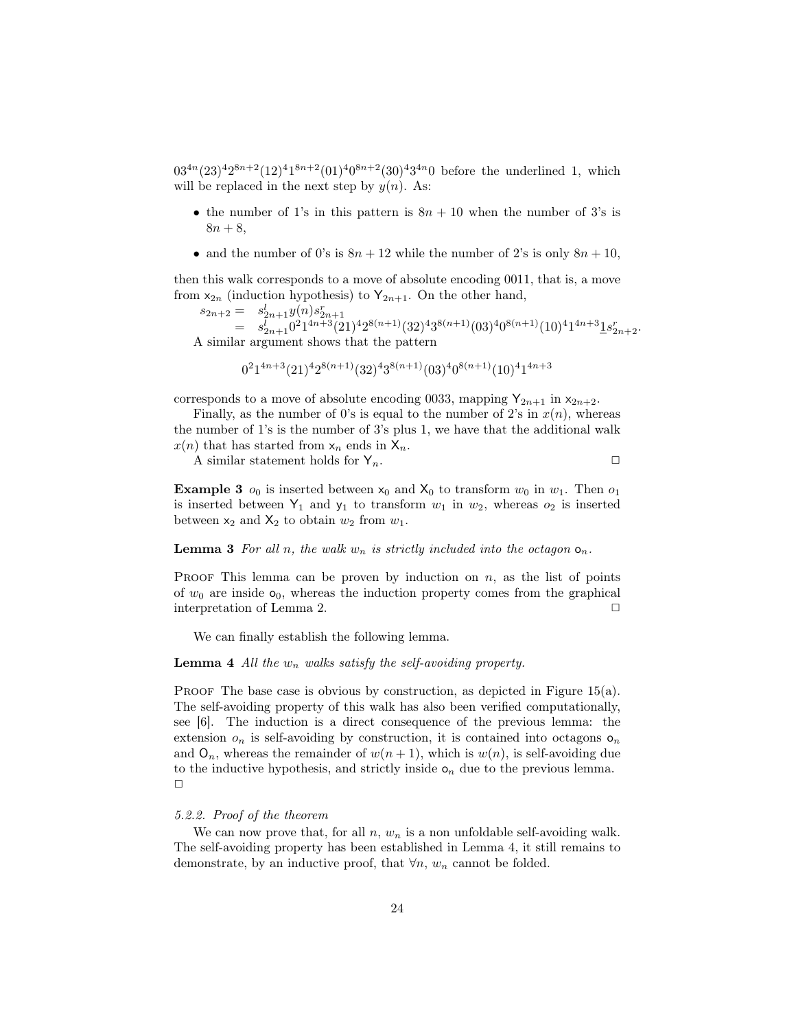$03^{4n}(23)^4 2^{8n+2}(12)^4 1^{8n+2}(01)^4 0^{8n+2}(30)^4 3^{4n}0$ before the underlined 1, which will be replaced in the next step by $y(n)$. As:

- the number of 1's in this pattern is $8n + 10$ when the number of 3's is $8n + 8$,
- and the number of 0's is $8n + 12$ while the number of 2's is only $8n + 10$,

then this walk corresponds to a move of absolute encoding 0011, that is, a move from $\mathsf{x}_{2n}$ (induction hypothesis) to $\mathsf{Y}_{2n+1}$. On the other hand,

$$\begin{aligned} s_{2n+2} &= s^l_{2n+1} y(n) s^r_{2n+1} \\ &= s^l_{2n+1} 0^2 1^{4n+3}(21)^4 2^{8(n+1)}(32)^4 3^{8(n+1)}(03)^4 0^{8(n+1)}(10)^4 1^{4n+3} \underline{1} s^r_{2n+2}. \end{aligned}$$

A similar argument shows that the pattern

$$0^2 1^{4n+3}(21)^4 2^{8(n+1)}(32)^4 3^{8(n+1)}(03)^4 0^{8(n+1)}(10)^4 1^{4n+3}$$

corresponds to a move of absolute encoding 0033, mapping $\mathsf{Y}_{2n+1}$ in $\mathsf{x}_{2n+2}$.

Finally, as the number of 0's is equal to the number of 2's in $x(n)$, whereas the number of 1's is the number of 3's plus 1, we have that the additional walk $x(n)$ that has started from $\mathsf{x}_n$ ends in $\mathsf{X}_n$.

A similar statement holds for $\mathsf{Y}_n$. □

**Example 3** $o_0$ is inserted between $\mathsf{x}_0$ and $\mathsf{X}_0$ to transform $w_0$ in $w_1$. Then $o_1$ is inserted between $\mathsf{Y}_1$ and $\mathsf{y}_1$ to transform $w_1$ in $w_2$, whereas $o_2$ is inserted between $\mathsf{x}_2$ and $\mathsf{X}_2$ to obtain $w_2$ from $w_1$.

**Lemma 3** *For all $n$, the walk $w_n$ is strictly included into the octagon $\mathsf{o}_n$.*

Proof This lemma can be proven by induction on $n$, as the list of points of $w_0$ are inside $\mathsf{o}_0$, whereas the induction property comes from the graphical interpretation of Lemma 2. □

We can finally establish the following lemma.

**Lemma 4** *All the $w_n$ walks satisfy the self-avoiding property.*

Proof The base case is obvious by construction, as depicted in Figure 15(a). The self-avoiding property of this walk has also been verified computationally, see [6]. The induction is a direct consequence of the previous lemma: the extension $o_n$ is self-avoiding by construction, it is contained into octagons $\mathsf{o}_n$ and $\mathsf{O}_n$, whereas the remainder of $w(n+1)$, which is $w(n)$, is self-avoiding due to the inductive hypothesis, and strictly inside $\mathsf{o}_n$ due to the previous lemma. □

*5.2.2. Proof of the theorem*

We can now prove that, for all $n$, $w_n$ is a non unfoldable self-avoiding walk. The self-avoiding property has been established in Lemma 4, it still remains to demonstrate, by an inductive proof, that $\forall n$, $w_n$ cannot be folded.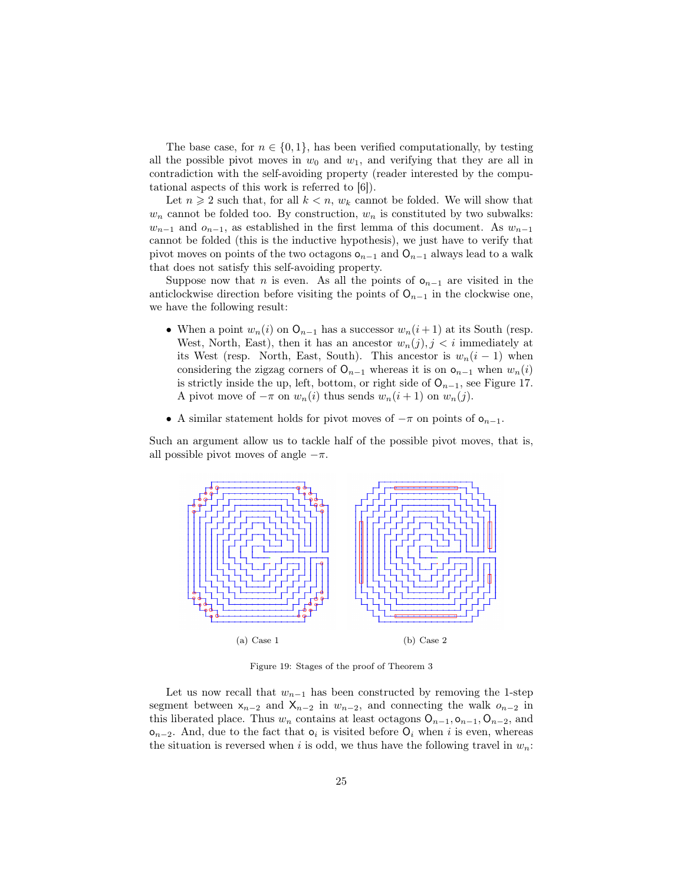The base case, for $n \in \{0,1\}$, has been verified computationally, by testing all the possible pivot moves in $w_0$ and $w_1$, and verifying that they are all in contradiction with the self-avoiding property (reader interested by the computational aspects of this work is referred to [6]).

Let $n \geqslant 2$ such that, for all $k < n$, $w_k$ cannot be folded. We will show that $w_n$ cannot be folded too. By construction, $w_n$ is constituted by two subwalks: $w_{n-1}$ and $o_{n-1}$, as established in the first lemma of this document. As $w_{n-1}$ cannot be folded (this is the inductive hypothesis), we just have to verify that pivot moves on points of the two octagons $\mathsf{o}_{n-1}$ and $\mathsf{O}_{n-1}$ always lead to a walk that does not satisfy this self-avoiding property.

Suppose now that $n$ is even. As all the points of $\mathsf{o}_{n-1}$ are visited in the anticlockwise direction before visiting the points of $\mathsf{O}_{n-1}$ in the clockwise one, we have the following result:

- When a point $w_n(i)$ on $\mathsf{O}_{n-1}$ has a successor $w_n(i+1)$ at its South (resp. West, North, East), then it has an ancestor $w_n(j), j < i$ immediately at its West (resp. North, East, South). This ancestor is $w_n(i-1)$ when considering the zigzag corners of $\mathsf{O}_{n-1}$ whereas it is on $\mathsf{o}_{n-1}$ when $w_n(i)$ is strictly inside the up, left, bottom, or right side of $\mathsf{O}_{n-1}$, see Figure 17. A pivot move of $-\pi$ on $w_n(i)$ thus sends $w_n(i+1)$ on $w_n(j)$.
- A similar statement holds for pivot moves of $-\pi$ on points of $\mathsf{o}_{n-1}$.

Such an argument allow us to tackle half of the possible pivot moves, that is, all possible pivot moves of angle $-\pi$.

(a) Case 1

(b) Case 2

Figure 19: Stages of the proof of Theorem 3

Let us now recall that $w_{n-1}$ has been constructed by removing the 1-step segment between $\mathsf{x}_{n-2}$ and $\mathsf{X}_{n-2}$ in $w_{n-2}$, and connecting the walk $o_{n-2}$ in this liberated place. Thus $w_n$ contains at least octagons $\mathsf{O}_{n-1}, \mathsf{o}_{n-1}, \mathsf{O}_{n-2}$, and $\mathsf{o}_{n-2}$. And, due to the fact that $\mathsf{o}_i$ is visited before $\mathsf{O}_i$ when $i$ is even, whereas the situation is reversed when $i$ is odd, we thus have the following travel in $w_n$: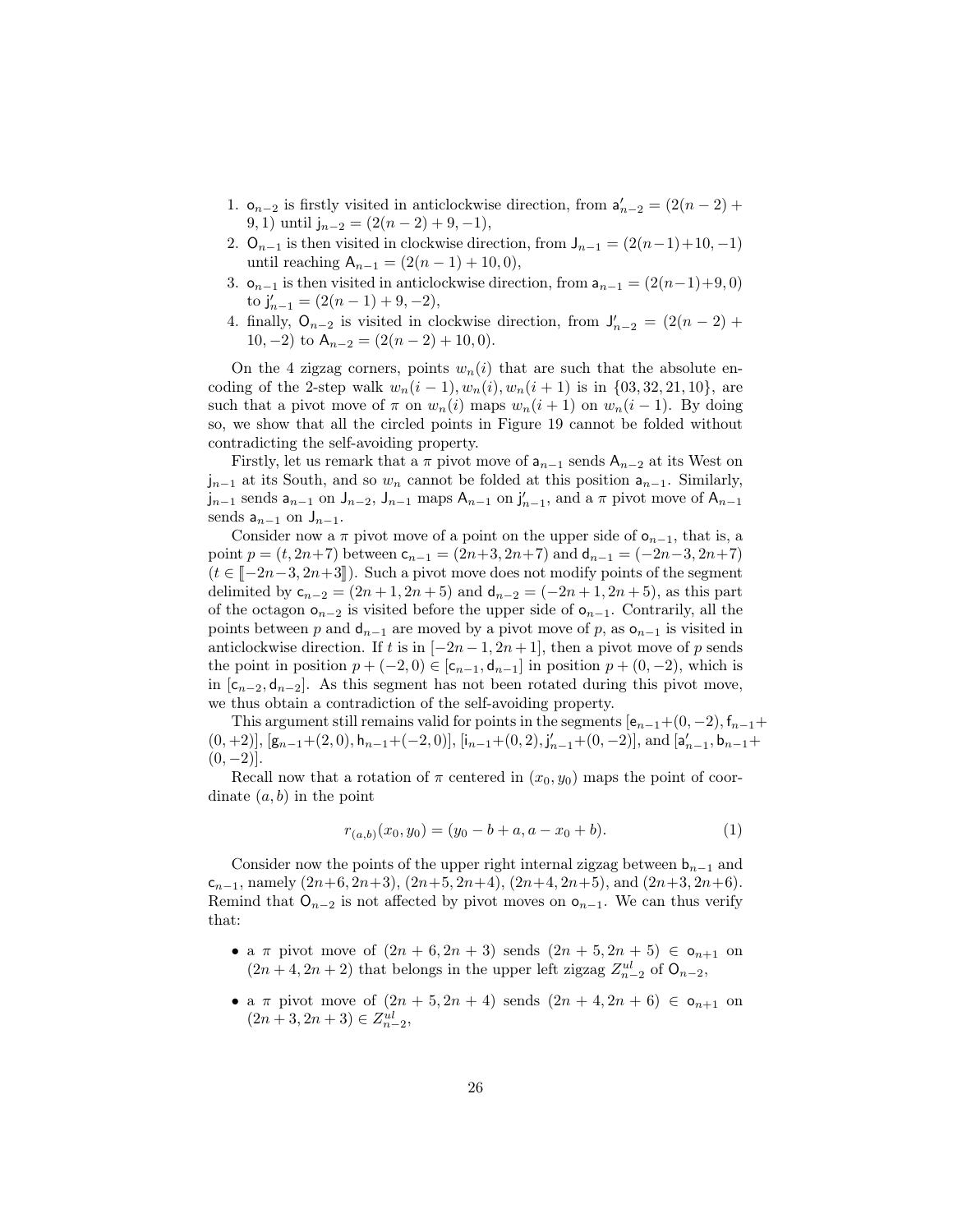1. $\mathsf{o}_{n-2}$ is firstly visited in anticlockwise direction, from $\mathsf{a}'_{n-2} = (2(n-2)+9, 1)$ until $\mathsf{j}_{n-2} = (2(n-2)+9, -1)$,
2. $\mathsf{O}_{n-1}$ is then visited in clockwise direction, from $\mathsf{J}_{n-1} = (2(n-1)+10, -1)$ until reaching $\mathsf{A}_{n-1} = (2(n-1)+10, 0)$,
3. $\mathsf{o}_{n-1}$ is then visited in anticlockwise direction, from $\mathsf{a}_{n-1} = (2(n-1)+9, 0)$ to $\mathsf{j}'_{n-1} = (2(n-1)+9, -2)$,
4. finally, $\mathsf{O}_{n-2}$ is visited in clockwise direction, from $\mathsf{J}'_{n-2} = (2(n-2)+10, -2)$ to $\mathsf{A}_{n-2} = (2(n-2)+10, 0)$.

On the 4 zigzag corners, points $w_n(i)$ that are such that the absolute encoding of the 2-step walk $w_n(i-1), w_n(i), w_n(i+1)$ is in $\{03, 32, 21, 10\}$, are such that a pivot move of $\pi$ on $w_n(i)$ maps $w_n(i+1)$ on $w_n(i-1)$. By doing so, we show that all the circled points in Figure 19 cannot be folded without contradicting the self-avoiding property.

Firstly, let us remark that a $\pi$ pivot move of $\mathsf{a}_{n-1}$ sends $\mathsf{A}_{n-2}$ at its West on $\mathsf{j}_{n-1}$ at its South, and so $w_n$ cannot be folded at this position $\mathsf{a}_{n-1}$. Similarly, $\mathsf{j}_{n-1}$ sends $\mathsf{a}_{n-1}$ on $\mathsf{J}_{n-2}$, $\mathsf{J}_{n-1}$ maps $\mathsf{A}_{n-1}$ on $\mathsf{j}'_{n-1}$, and a $\pi$ pivot move of $\mathsf{A}_{n-1}$ sends $\mathsf{a}_{n-1}$ on $\mathsf{J}_{n-1}$.

Consider now a $\pi$ pivot move of a point on the upper side of $\mathsf{o}_{n-1}$, that is, a point $p = (t, 2n+7)$ between $\mathsf{c}_{n-1} = (2n+3, 2n+7)$ and $\mathsf{d}_{n-1} = (-2n-3, 2n+7)$ ($t \in [\![-2n-3, 2n+3]\!]$). Such a pivot move does not modify points of the segment delimited by $\mathsf{c}_{n-2} = (2n+1, 2n+5)$ and $\mathsf{d}_{n-2} = (-2n+1, 2n+5)$, as this part of the octagon $\mathsf{o}_{n-2}$ is visited before the upper side of $\mathsf{o}_{n-1}$. Contrarily, all the points between $p$ and $\mathsf{d}_{n-1}$ are moved by a pivot move of $p$, as $\mathsf{o}_{n-1}$ is visited in anticlockwise direction. If $t$ is in $[-2n-1, 2n+1]$, then a pivot move of $p$ sends the point in position $p + (-2, 0) \in [\mathsf{c}_{n-1}, \mathsf{d}_{n-1}]$ in position $p + (0, -2)$, which is in $[\mathsf{c}_{n-2}, \mathsf{d}_{n-2}]$. As this segment has not been rotated during this pivot move, we thus obtain a contradiction of the self-avoiding property.

This argument still remains valid for points in the segments $[\mathsf{e}_{n-1}+(0,-2), \mathsf{f}_{n-1}+(0,+2)]$, $[\mathsf{g}_{n-1}+(2,0), \mathsf{h}_{n-1}+(-2,0)]$, $[\mathsf{i}_{n-1}+(0,2), \mathsf{j}'_{n-1}+(0,-2)]$, and $[\mathsf{a}'_{n-1}, \mathsf{b}_{n-1}+(0,-2)]$.

Recall now that a rotation of $\pi$ centered in $(x_0, y_0)$ maps the point of coordinate $(a, b)$ in the point

$$r_{(a,b)}(x_0, y_0) = (y_0 - b + a, a - x_0 + b). \tag{1}$$

Consider now the points of the upper right internal zigzag between $\mathsf{b}_{n-1}$ and $\mathsf{c}_{n-1}$, namely $(2n+6, 2n+3)$, $(2n+5, 2n+4)$, $(2n+4, 2n+5)$, and $(2n+3, 2n+6)$. Remind that $\mathsf{O}_{n-2}$ is not affected by pivot moves on $\mathsf{o}_{n-1}$. We can thus verify that:

- a $\pi$ pivot move of $(2n+6, 2n+3)$ sends $(2n+5, 2n+5) \in \mathsf{o}_{n+1}$ on $(2n+4, 2n+2)$ that belongs in the upper left zigzag $Z^{ul}_{n-2}$ of $\mathsf{O}_{n-2}$,
- a $\pi$ pivot move of $(2n+5, 2n+4)$ sends $(2n+4, 2n+6) \in \mathsf{o}_{n+1}$ on $(2n+3, 2n+3) \in Z^{ul}_{n-2}$,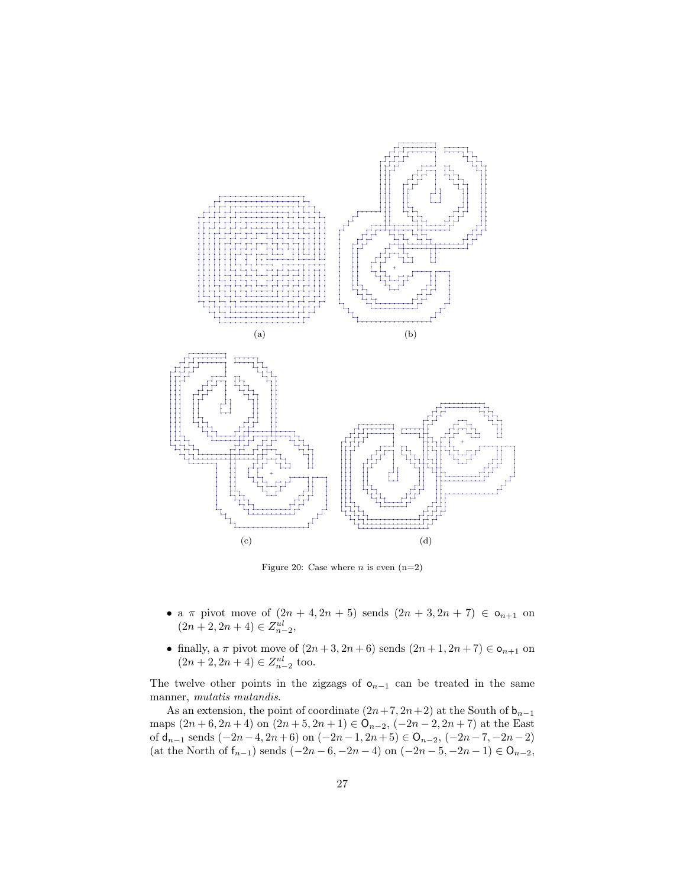(a)

(b)

(c)

(d)

Figure 20: Case where $n$ is even (n=2)

- a $\pi$ pivot move of $(2n+4, 2n+5)$ sends $(2n+3, 2n+7) \in \mathsf{o}_{n+1}$ on $(2n+2, 2n+4) \in Z^{ul}_{n-2}$,
- finally, a $\pi$ pivot move of $(2n+3, 2n+6)$ sends $(2n+1, 2n+7) \in \mathsf{o}_{n+1}$ on $(2n+2, 2n+4) \in Z^{ul}_{n-2}$ too.

The twelve other points in the zigzags of $\mathsf{o}_{n-1}$ can be treated in the same manner, *mutatis mutandis*.

As an extension, the point of coordinate $(2n+7, 2n+2)$ at the South of $\mathsf{b}_{n-1}$ maps $(2n+6, 2n+4)$ on $(2n+5, 2n+1) \in \mathsf{O}_{n-2}$, $(-2n-2, 2n+7)$ at the East of $\mathsf{d}_{n-1}$ sends $(-2n-4, 2n+6)$ on $(-2n-1, 2n+5) \in \mathsf{O}_{n-2}$, $(-2n-7, -2n-2)$ (at the North of $\mathsf{f}_{n-1}$) sends $(-2n-6, -2n-4)$ on $(-2n-5, -2n-1) \in \mathsf{O}_{n-2}$,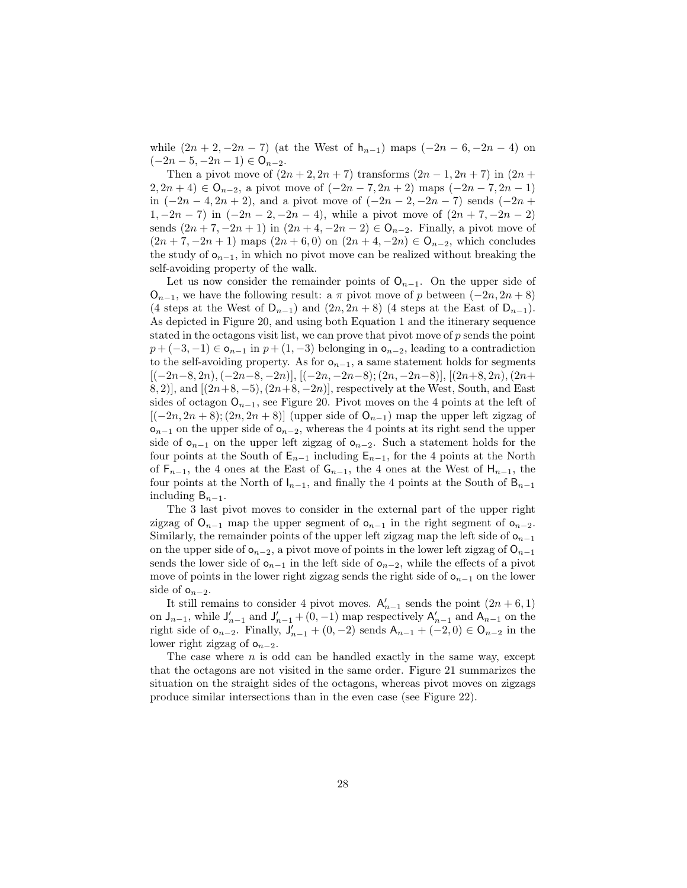while $(2n+2, -2n-7)$ (at the West of $\mathsf{h}_{n-1}$) maps $(-2n-6, -2n-4)$ on $(-2n-5, -2n-1) \in \mathsf{O}_{n-2}$.

Then a pivot move of $(2n+2, 2n+7)$ transforms $(2n-1, 2n+7)$ in $(2n+2, 2n+4) \in \mathsf{O}_{n-2}$, a pivot move of $(-2n-7, 2n+2)$ maps $(-2n-7, 2n-1)$ in $(-2n-4, 2n+2)$, and a pivot move of $(-2n-2, -2n-7)$ sends $(-2n+1, -2n-7)$ in $(-2n-2, -2n-4)$, while a pivot move of $(2n+7, -2n-2)$ sends $(2n+7, -2n+1)$ in $(2n+4, -2n-2) \in \mathsf{O}_{n-2}$. Finally, a pivot move of $(2n+7, -2n+1)$ maps $(2n+6, 0)$ on $(2n+4, -2n) \in \mathsf{O}_{n-2}$, which concludes the study of $\mathsf{o}_{n-1}$, in which no pivot move can be realized without breaking the self-avoiding property of the walk.

Let us now consider the remainder points of $\mathsf{O}_{n-1}$. On the upper side of $\mathsf{O}_{n-1}$, we have the following result: a $\pi$ pivot move of $p$ between $(-2n, 2n+8)$ (4 steps at the West of $\mathsf{D}_{n-1}$) and $(2n, 2n+8)$ (4 steps at the East of $\mathsf{D}_{n-1}$). As depicted in Figure 20, and using both Equation 1 and the itinerary sequence stated in the octagons visit list, we can prove that pivot move of $p$ sends the point $p+(-3,-1) \in \mathsf{o}_{n-1}$ in $p+(1,-3)$ belonging in $\mathsf{o}_{n-2}$, leading to a contradiction to the self-avoiding property. As for $\mathsf{o}_{n-1}$, a same statement holds for segments $[(-2n-8, 2n), (-2n-8, -2n)]$, $[(-2n, -2n-8); (2n, -2n-8)]$, $[(2n+8, 2n), (2n+8, 2)]$, and $[(2n+8, -5), (2n+8, -2n)]$, respectively at the West, South, and East sides of octagon $\mathsf{O}_{n-1}$, see Figure 20. Pivot moves on the 4 points at the left of $[(-2n, 2n+8); (2n, 2n+8)]$ (upper side of $\mathsf{O}_{n-1}$) map the upper left zigzag of $\mathsf{o}_{n-1}$ on the upper side of $\mathsf{o}_{n-2}$, whereas the 4 points at its right send the upper side of $\mathsf{o}_{n-1}$ on the upper left zigzag of $\mathsf{o}_{n-2}$. Such a statement holds for the four points at the South of $\mathsf{E}_{n-1}$ including $\mathsf{E}_{n-1}$, for the 4 points at the North of $\mathsf{F}_{n-1}$, the 4 ones at the East of $\mathsf{G}_{n-1}$, the 4 ones at the West of $\mathsf{H}_{n-1}$, the four points at the North of $\mathsf{I}_{n-1}$, and finally the 4 points at the South of $\mathsf{B}_{n-1}$ including $\mathsf{B}_{n-1}$.

The 3 last pivot moves to consider in the external part of the upper right zigzag of $\mathsf{O}_{n-1}$ map the upper segment of $\mathsf{o}_{n-1}$ in the right segment of $\mathsf{o}_{n-2}$. Similarly, the remainder points of the upper left zigzag map the left side of $\mathsf{o}_{n-1}$ on the upper side of $\mathsf{o}_{n-2}$, a pivot move of points in the lower left zigzag of $\mathsf{O}_{n-1}$ sends the lower side of $\mathsf{o}_{n-1}$ in the left side of $\mathsf{o}_{n-2}$, while the effects of a pivot move of points in the lower right zigzag sends the right side of $\mathsf{o}_{n-1}$ on the lower side of $\mathsf{o}_{n-2}$.

It still remains to consider 4 pivot moves. $\mathsf{A}'_{n-1}$ sends the point $(2n+6, 1)$ on $\mathsf{J}_{n-1}$, while $\mathsf{J}'_{n-1}$ and $\mathsf{J}'_{n-1}+(0,-1)$ map respectively $\mathsf{A}'_{n-1}$ and $\mathsf{A}_{n-1}$ on the right side of $\mathsf{o}_{n-2}$. Finally, $\mathsf{J}'_{n-1}+(0,-2)$ sends $\mathsf{A}_{n-1}+(-2,0) \in \mathsf{O}_{n-2}$ in the lower right zigzag of $\mathsf{o}_{n-2}$.

The case where $n$ is odd can be handled exactly in the same way, except that the octagons are not visited in the same order. Figure 21 summarizes the situation on the straight sides of the octagons, whereas pivot moves on zigzags produce similar intersections than in the even case (see Figure 22).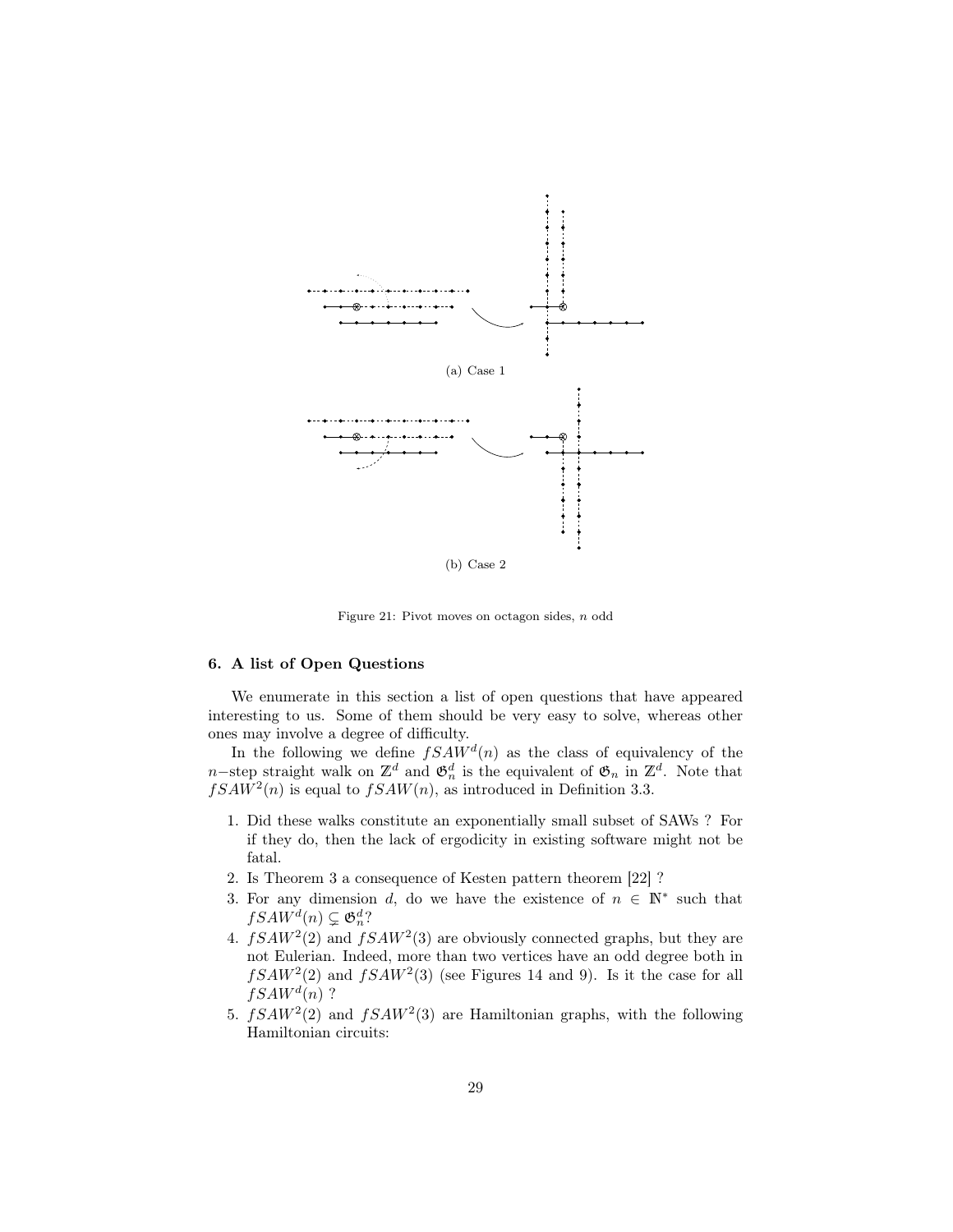(a) Case 1

(b) Case 2

Figure 21: Pivot moves on octagon sides, $n$ odd

### 6. A list of Open Questions

We enumerate in this section a list of open questions that have appeared interesting to us. Some of them should be very easy to solve, whereas other ones may involve a degree of difficulty.

In the following we define $fSAW^d(n)$ as the class of equivalency of the $n-$step straight walk on $\mathbb{Z}^d$ and $\mathfrak{G}_n^d$ is the equivalent of $\mathfrak{G}_n$ in $\mathbb{Z}^d$. Note that $fSAW^2(n)$ is equal to $fSAW(n)$, as introduced in Definition 3.3.

1. Did these walks constitute an exponentially small subset of SAWs ? For if they do, then the lack of ergodicity in existing software might not be fatal.
2. Is Theorem 3 a consequence of Kesten pattern theorem [22] ?
3. For any dimension $d$, do we have the existence of $n \in \mathbb{N}^*$ such that $fSAW^d(n) \subsetneq \mathfrak{G}_n^d$?
4. $fSAW^2(2)$ and $fSAW^2(3)$ are obviously connected graphs, but they are not Eulerian. Indeed, more than two vertices have an odd degree both in $fSAW^2(2)$ and $fSAW^2(3)$ (see Figures 14 and 9). Is it the case for all $fSAW^d(n)$ ?
5. $fSAW^2(2)$ and $fSAW^2(3)$ are Hamiltonian graphs, with the following Hamiltonian circuits: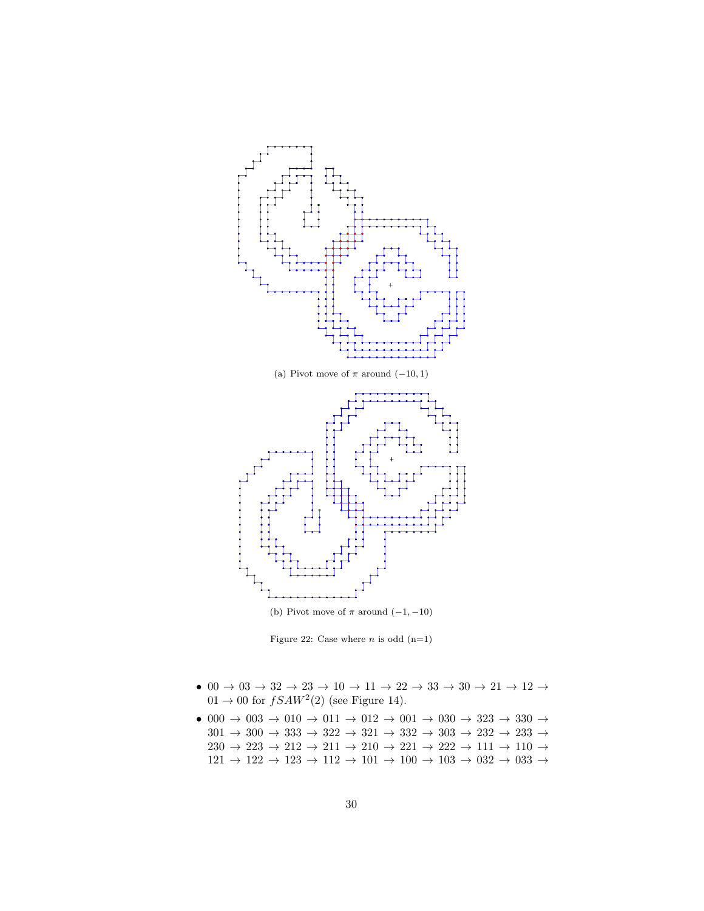(a) Pivot move of $\pi$ around $(-10, 1)$

(b) Pivot move of $\pi$ around $(-1, -10)$

Figure 22: Case where $n$ is odd (n=1)

- $00 \to 03 \to 32 \to 23 \to 10 \to 11 \to 22 \to 33 \to 30 \to 21 \to 12 \to 01 \to 00$ for $fSAW^2(2)$ (see Figure 14).
- $000 \to 003 \to 010 \to 011 \to 012 \to 001 \to 030 \to 323 \to 330 \to 301 \to 300 \to 333 \to 322 \to 321 \to 332 \to 303 \to 232 \to 233 \to 230 \to 223 \to 212 \to 211 \to 210 \to 221 \to 222 \to 111 \to 110 \to 121 \to 122 \to 123 \to 112 \to 101 \to 100 \to 103 \to 032 \to 033 \to$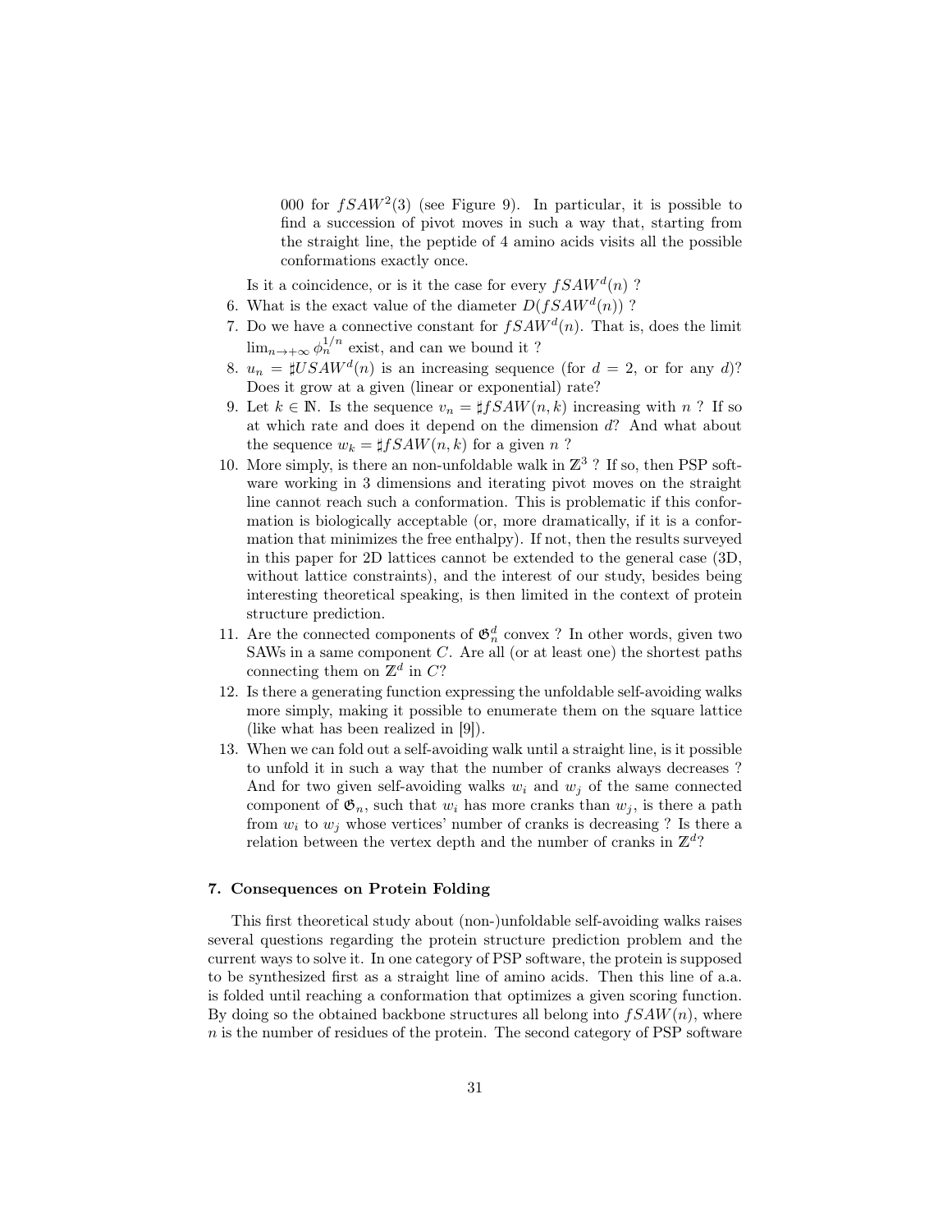000 for $fSAW^2(3)$ (see Figure 9). In particular, it is possible to find a succession of pivot moves in such a way that, starting from the straight line, the peptide of 4 amino acids visits all the possible conformations exactly once.

Is it a coincidence, or is it the case for every $fSAW^d(n)$ ?

6. What is the exact value of the diameter $D(fSAW^d(n))$ ?
7. Do we have a connective constant for $fSAW^d(n)$. That is, does the limit $\lim_{n\to+\infty} \phi_n^{1/n}$ exist, and can we bound it ?
8. $u_n = \sharp USAW^d(n)$ is an increasing sequence (for $d = 2$, or for any $d$)? Does it grow at a given (linear or exponential) rate?
9. Let $k \in \mathbb{N}$. Is the sequence $v_n = \sharp fSAW(n, k)$ increasing with $n$ ? If so at which rate and does it depend on the dimension $d$? And what about the sequence $w_k = \sharp fSAW(n, k)$ for a given $n$ ?
10. More simply, is there an non-unfoldable walk in $\mathbb{Z}^3$ ? If so, then PSP software working in 3 dimensions and iterating pivot moves on the straight line cannot reach such a conformation. This is problematic if this conformation is biologically acceptable (or, more dramatically, if it is a conformation that minimizes the free enthalpy). If not, then the results surveyed in this paper for 2D lattices cannot be extended to the general case (3D, without lattice constraints), and the interest of our study, besides being interesting theoretical speaking, is then limited in the context of protein structure prediction.
11. Are the connected components of $\mathfrak{G}_n^d$ convex ? In other words, given two SAWs in a same component $C$. Are all (or at least one) the shortest paths connecting them on $\mathbb{Z}^d$ in $C$?
12. Is there a generating function expressing the unfoldable self-avoiding walks more simply, making it possible to enumerate them on the square lattice (like what has been realized in [9]).
13. When we can fold out a self-avoiding walk until a straight line, is it possible to unfold it in such a way that the number of cranks always decreases ? And for two given self-avoiding walks $w_i$ and $w_j$ of the same connected component of $\mathfrak{G}_n$, such that $w_i$ has more cranks than $w_j$, is there a path from $w_i$ to $w_j$ whose vertices' number of cranks is decreasing ? Is there a relation between the vertex depth and the number of cranks in $\mathbb{Z}^d$?

## 7. Consequences on Protein Folding

This first theoretical study about (non-)unfoldable self-avoiding walks raises several questions regarding the protein structure prediction problem and the current ways to solve it. In one category of PSP software, the protein is supposed to be synthesized first as a straight line of amino acids. Then this line of a.a. is folded until reaching a conformation that optimizes a given scoring function. By doing so the obtained backbone structures all belong into $fSAW(n)$, where $n$ is the number of residues of the protein. The second category of PSP software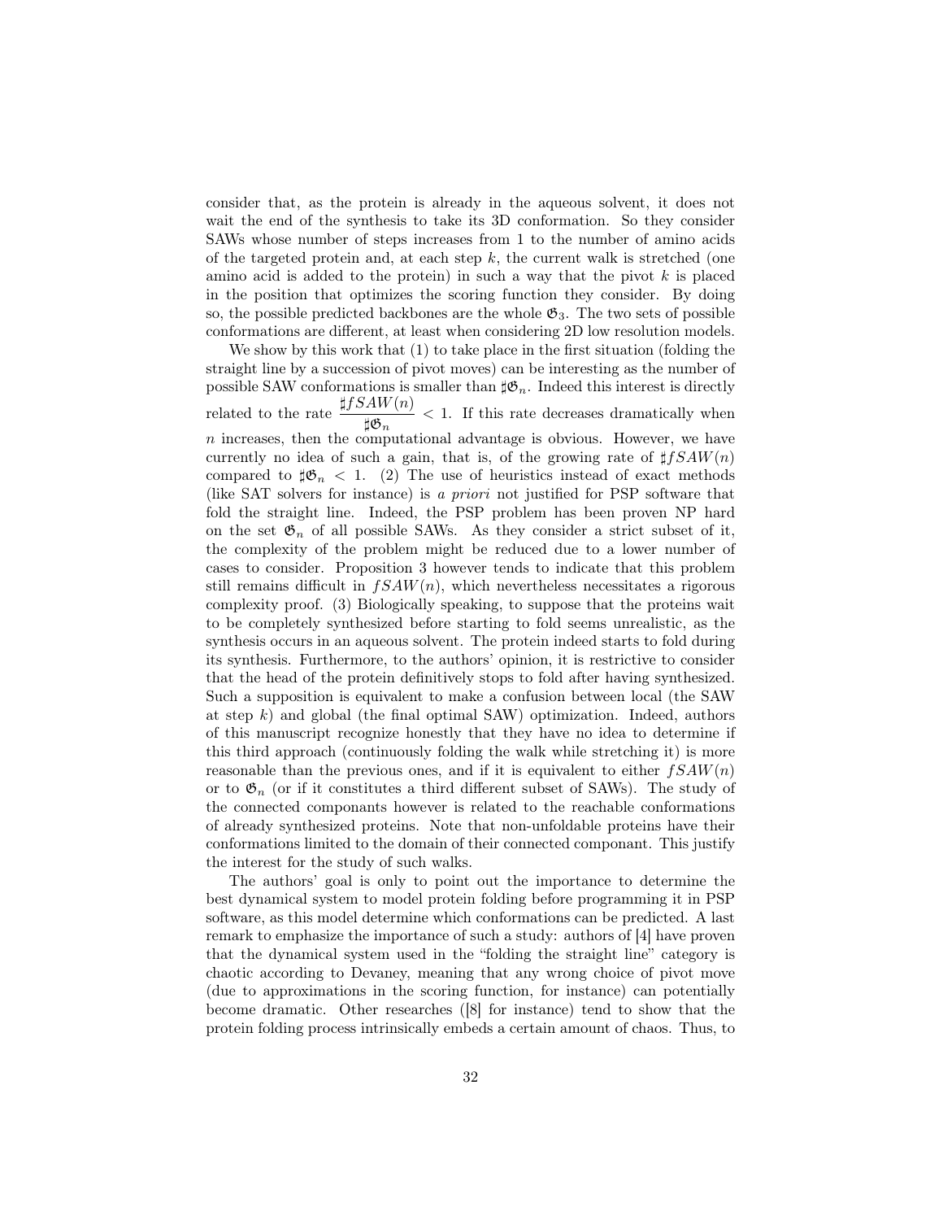consider that, as the protein is already in the aqueous solvent, it does not wait the end of the synthesis to take its 3D conformation. So they consider SAWs whose number of steps increases from 1 to the number of amino acids of the targeted protein and, at each step $k$, the current walk is stretched (one amino acid is added to the protein) in such a way that the pivot $k$ is placed in the position that optimizes the scoring function they consider. By doing so, the possible predicted backbones are the whole $\mathfrak{G}_3$. The two sets of possible conformations are different, at least when considering 2D low resolution models.

We show by this work that (1) to take place in the first situation (folding the straight line by a succession of pivot moves) can be interesting as the number of possible SAW conformations is smaller than $\sharp\mathfrak{G}_n$. Indeed this interest is directly related to the rate $\dfrac{\sharp fSAW(n)}{\sharp\mathfrak{G}_n} < 1$. If this rate decreases dramatically when $n$ increases, then the computational advantage is obvious. However, we have currently no idea of such a gain, that is, of the growing rate of $\sharp fSAW(n)$ compared to $\sharp\mathfrak{G}_n < 1$. (2) The use of heuristics instead of exact methods (like SAT solvers for instance) is *a priori* not justified for PSP software that fold the straight line. Indeed, the PSP problem has been proven NP hard on the set $\mathfrak{G}_n$ of all possible SAWs. As they consider a strict subset of it, the complexity of the problem might be reduced due to a lower number of cases to consider. Proposition 3 however tends to indicate that this problem still remains difficult in $fSAW(n)$, which nevertheless necessitates a rigorous complexity proof. (3) Biologically speaking, to suppose that the proteins wait to be completely synthesized before starting to fold seems unrealistic, as the synthesis occurs in an aqueous solvent. The protein indeed starts to fold during its synthesis. Furthermore, to the authors' opinion, it is restrictive to consider that the head of the protein definitively stops to fold after having synthesized. Such a supposition is equivalent to make a confusion between local (the SAW at step $k$) and global (the final optimal SAW) optimization. Indeed, authors of this manuscript recognize honestly that they have no idea to determine if this third approach (continuously folding the walk while stretching it) is more reasonable than the previous ones, and if it is equivalent to either $fSAW(n)$ or to $\mathfrak{G}_n$ (or if it constitutes a third different subset of SAWs). The study of the connected componants however is related to the reachable conformations of already synthesized proteins. Note that non-unfoldable proteins have their conformations limited to the domain of their connected componant. This justify the interest for the study of such walks.

The authors' goal is only to point out the importance to determine the best dynamical system to model protein folding before programming it in PSP software, as this model determine which conformations can be predicted. A last remark to emphasize the importance of such a study: authors of [4] have proven that the dynamical system used in the "folding the straight line" category is chaotic according to Devaney, meaning that any wrong choice of pivot move (due to approximations in the scoring function, for instance) can potentially become dramatic. Other researches ([8] for instance) tend to show that the protein folding process intrinsically embeds a certain amount of chaos. Thus, to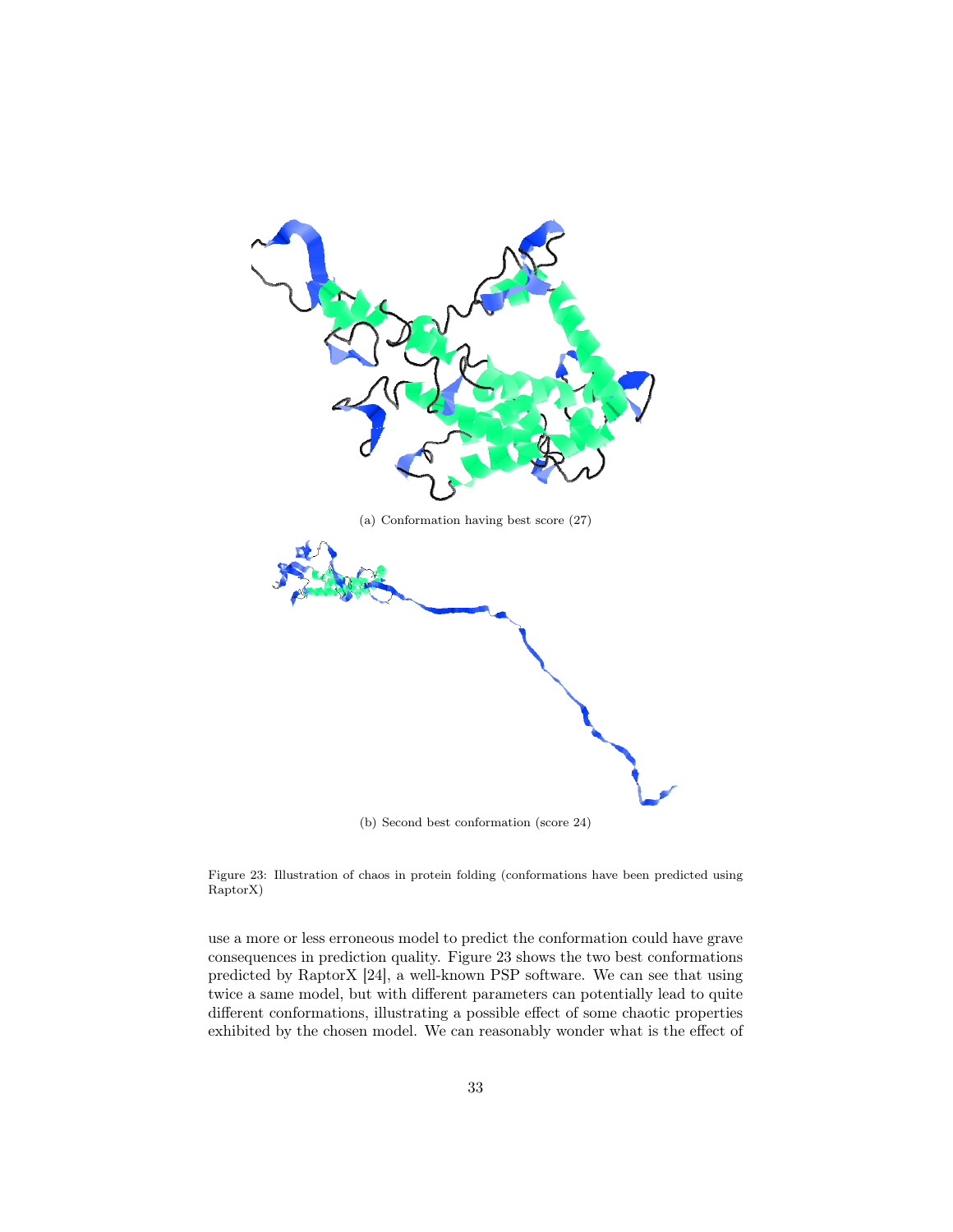(a) Conformation having best score (27)

(b) Second best conformation (score 24)

Figure 23: Illustration of chaos in protein folding (conformations have been predicted using RaptorX)

use a more or less erroneous model to predict the conformation could have grave consequences in prediction quality. Figure 23 shows the two best conformations predicted by RaptorX [24], a well-known PSP software. We can see that using twice a same model, but with different parameters can potentially lead to quite different conformations, illustrating a possible effect of some chaotic properties exhibited by the chosen model. We can reasonably wonder what is the effect of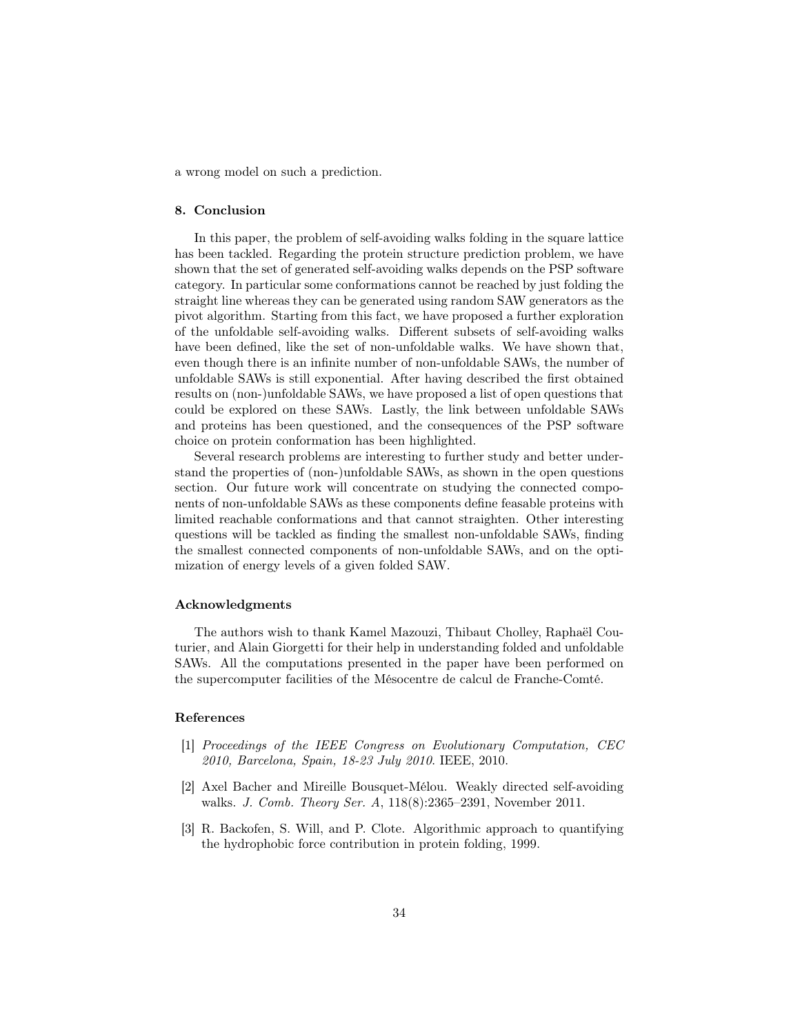a wrong model on such a prediction.

### 8. Conclusion

In this paper, the problem of self-avoiding walks folding in the square lattice has been tackled. Regarding the protein structure prediction problem, we have shown that the set of generated self-avoiding walks depends on the PSP software category. In particular some conformations cannot be reached by just folding the straight line whereas they can be generated using random SAW generators as the pivot algorithm. Starting from this fact, we have proposed a further exploration of the unfoldable self-avoiding walks. Different subsets of self-avoiding walks have been defined, like the set of non-unfoldable walks. We have shown that, even though there is an infinite number of non-unfoldable SAWs, the number of unfoldable SAWs is still exponential. After having described the first obtained results on (non-)unfoldable SAWs, we have proposed a list of open questions that could be explored on these SAWs. Lastly, the link between unfoldable SAWs and proteins has been questioned, and the consequences of the PSP software choice on protein conformation has been highlighted.

Several research problems are interesting to further study and better understand the properties of (non-)unfoldable SAWs, as shown in the open questions section. Our future work will concentrate on studying the connected components of non-unfoldable SAWs as these components define feasable proteins with limited reachable conformations and that cannot straighten. Other interesting questions will be tackled as finding the smallest non-unfoldable SAWs, finding the smallest connected components of non-unfoldable SAWs, and on the optimization of energy levels of a given folded SAW.

### Acknowledgments

The authors wish to thank Kamel Mazouzi, Thibaut Cholley, Raphaël Couturier, and Alain Giorgetti for their help in understanding folded and unfoldable SAWs. All the computations presented in the paper have been performed on the supercomputer facilities of the Mésocentre de calcul de Franche-Comté.

### References

[1] *Proceedings of the IEEE Congress on Evolutionary Computation, CEC 2010, Barcelona, Spain, 18-23 July 2010*. IEEE, 2010.

[2] Axel Bacher and Mireille Bousquet-Mélou. Weakly directed self-avoiding walks. *J. Comb. Theory Ser. A*, 118(8):2365–2391, November 2011.

[3] R. Backofen, S. Will, and P. Clote. Algorithmic approach to quantifying the hydrophobic force contribution in protein folding, 1999.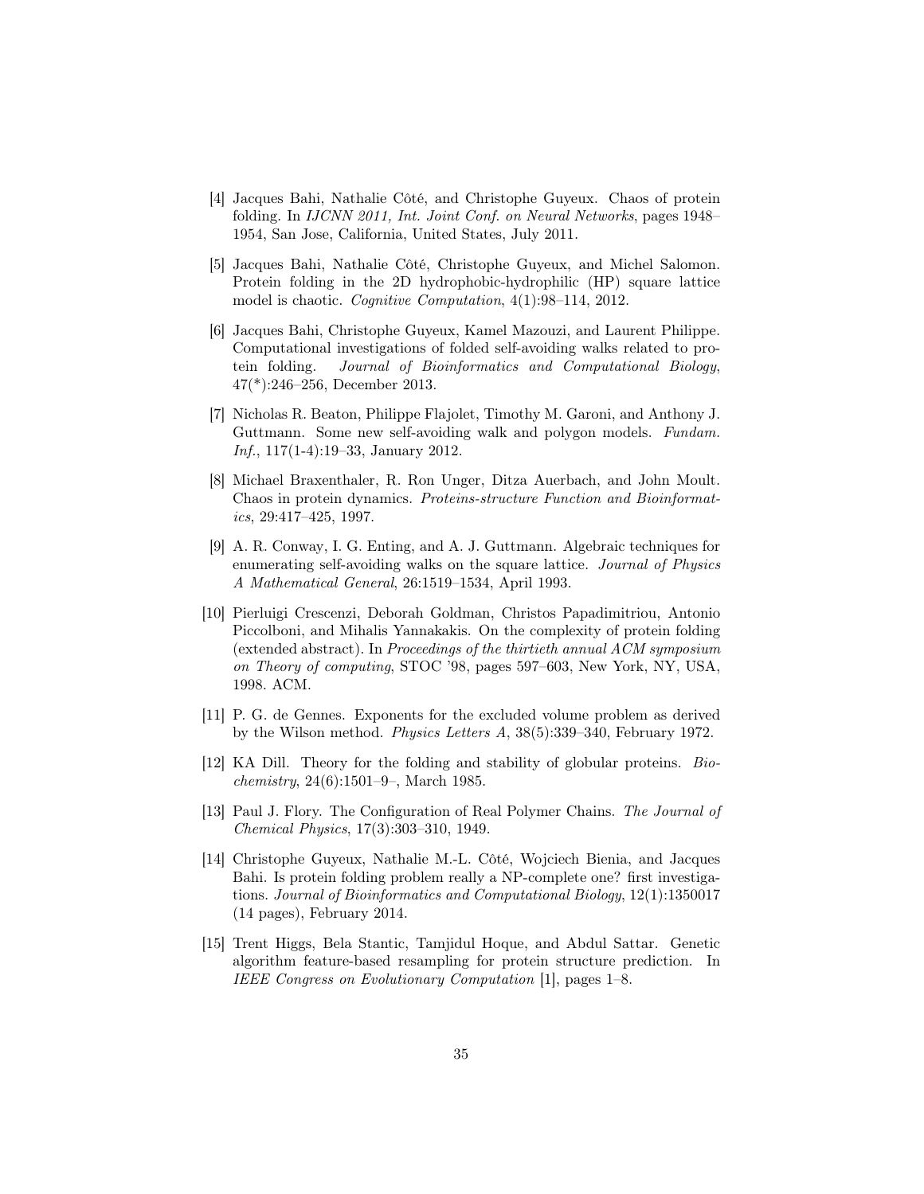[4] Jacques Bahi, Nathalie Côté, and Christophe Guyeux. Chaos of protein folding. In *IJCNN 2011, Int. Joint Conf. on Neural Networks*, pages 1948–1954, San Jose, California, United States, July 2011.

[5] Jacques Bahi, Nathalie Côté, Christophe Guyeux, and Michel Salomon. Protein folding in the 2D hydrophobic-hydrophilic (HP) square lattice model is chaotic. *Cognitive Computation*, 4(1):98–114, 2012.

[6] Jacques Bahi, Christophe Guyeux, Kamel Mazouzi, and Laurent Philippe. Computational investigations of folded self-avoiding walks related to protein folding. *Journal of Bioinformatics and Computational Biology*, 47(*):246–256, December 2013.

[7] Nicholas R. Beaton, Philippe Flajolet, Timothy M. Garoni, and Anthony J. Guttmann. Some new self-avoiding walk and polygon models. *Fundam. Inf.*, 117(1-4):19–33, January 2012.

[8] Michael Braxenthaler, R. Ron Unger, Ditza Auerbach, and John Moult. Chaos in protein dynamics. *Proteins-structure Function and Bioinformatics*, 29:417–425, 1997.

[9] A. R. Conway, I. G. Enting, and A. J. Guttmann. Algebraic techniques for enumerating self-avoiding walks on the square lattice. *Journal of Physics A Mathematical General*, 26:1519–1534, April 1993.

[10] Pierluigi Crescenzi, Deborah Goldman, Christos Papadimitriou, Antonio Piccolboni, and Mihalis Yannakakis. On the complexity of protein folding (extended abstract). In *Proceedings of the thirtieth annual ACM symposium on Theory of computing*, STOC '98, pages 597–603, New York, NY, USA, 1998. ACM.

[11] P. G. de Gennes. Exponents for the excluded volume problem as derived by the Wilson method. *Physics Letters A*, 38(5):339–340, February 1972.

[12] KA Dill. Theory for the folding and stability of globular proteins. *Biochemistry*, 24(6):1501–9–, March 1985.

[13] Paul J. Flory. The Configuration of Real Polymer Chains. *The Journal of Chemical Physics*, 17(3):303–310, 1949.

[14] Christophe Guyeux, Nathalie M.-L. Côté, Wojciech Bienia, and Jacques Bahi. Is protein folding problem really a NP-complete one? first investigations. *Journal of Bioinformatics and Computational Biology*, 12(1):1350017 (14 pages), February 2014.

[15] Trent Higgs, Bela Stantic, Tamjidul Hoque, and Abdul Sattar. Genetic algorithm feature-based resampling for protein structure prediction. In *IEEE Congress on Evolutionary Computation* [1], pages 1–8.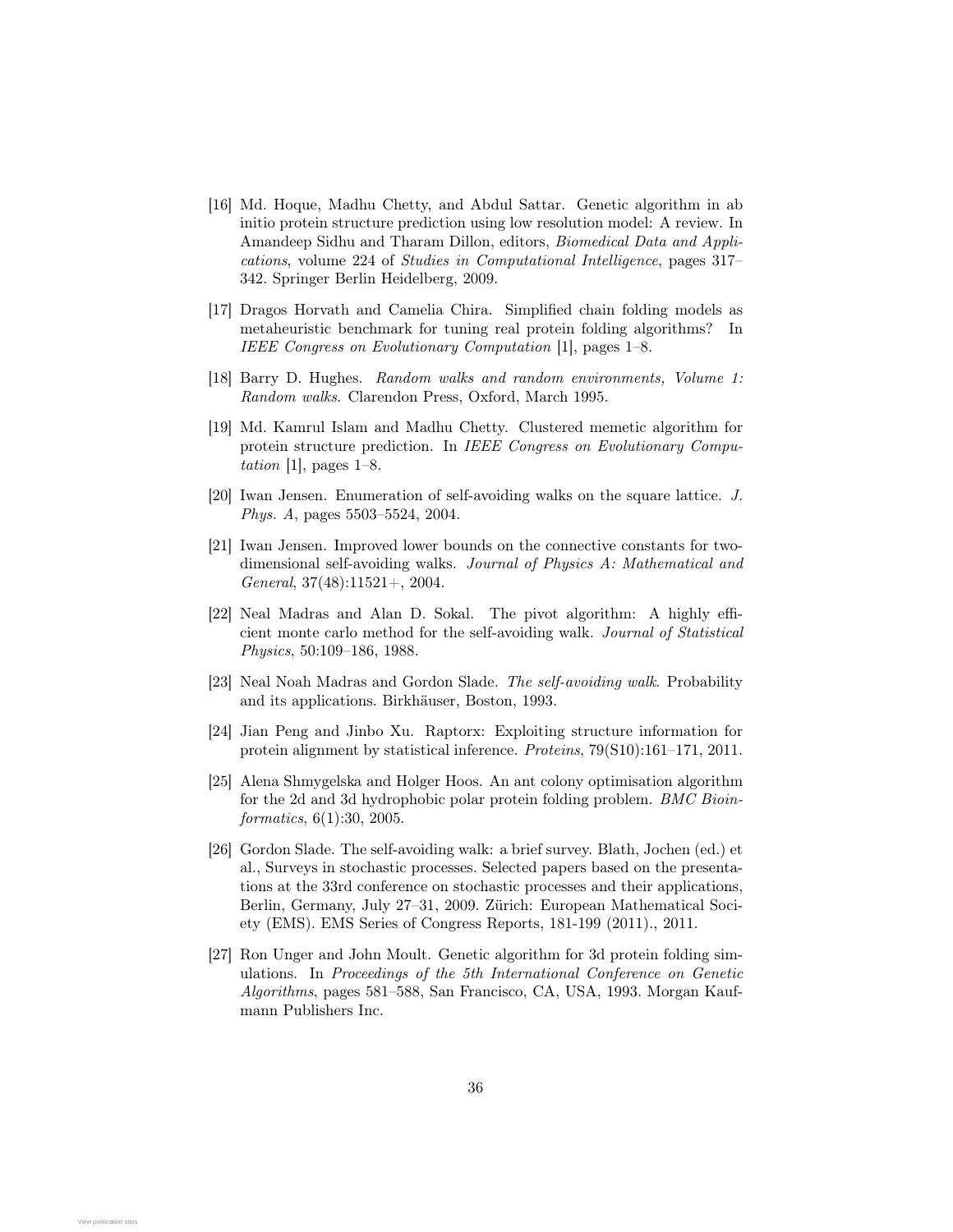[16] Md. Hoque, Madhu Chetty, and Abdul Sattar. Genetic algorithm in ab initio protein structure prediction using low resolution model: A review. In Amandeep Sidhu and Tharam Dillon, editors, *Biomedical Data and Applications*, volume 224 of *Studies in Computational Intelligence*, pages 317–342. Springer Berlin Heidelberg, 2009.

[17] Dragos Horvath and Camelia Chira. Simplified chain folding models as metaheuristic benchmark for tuning real protein folding algorithms? In *IEEE Congress on Evolutionary Computation* [1], pages 1–8.

[18] Barry D. Hughes. *Random walks and random environments, Volume 1: Random walks*. Clarendon Press, Oxford, March 1995.

[19] Md. Kamrul Islam and Madhu Chetty. Clustered memetic algorithm for protein structure prediction. In *IEEE Congress on Evolutionary Computation* [1], pages 1–8.

[20] Iwan Jensen. Enumeration of self-avoiding walks on the square lattice. *J. Phys. A*, pages 5503–5524, 2004.

[21] Iwan Jensen. Improved lower bounds on the connective constants for two-dimensional self-avoiding walks. *Journal of Physics A: Mathematical and General*, 37(48):11521+, 2004.

[22] Neal Madras and Alan D. Sokal. The pivot algorithm: A highly efficient monte carlo method for the self-avoiding walk. *Journal of Statistical Physics*, 50:109–186, 1988.

[23] Neal Noah Madras and Gordon Slade. *The self-avoiding walk*. Probability and its applications. Birkhäuser, Boston, 1993.

[24] Jian Peng and Jinbo Xu. Raptorx: Exploiting structure information for protein alignment by statistical inference. *Proteins*, 79(S10):161–171, 2011.

[25] Alena Shmygelska and Holger Hoos. An ant colony optimisation algorithm for the 2d and 3d hydrophobic polar protein folding problem. *BMC Bioinformatics*, 6(1):30, 2005.

[26] Gordon Slade. The self-avoiding walk: a brief survey. Blath, Jochen (ed.) et al., Surveys in stochastic processes. Selected papers based on the presentations at the 33rd conference on stochastic processes and their applications, Berlin, Germany, July 27–31, 2009. Zürich: European Mathematical Society (EMS). EMS Series of Congress Reports, 181-199 (2011)., 2011.

[27] Ron Unger and John Moult. Genetic algorithm for 3d protein folding simulations. In *Proceedings of the 5th International Conference on Genetic Algorithms*, pages 581–588, San Francisco, CA, USA, 1993. Morgan Kaufmann Publishers Inc.